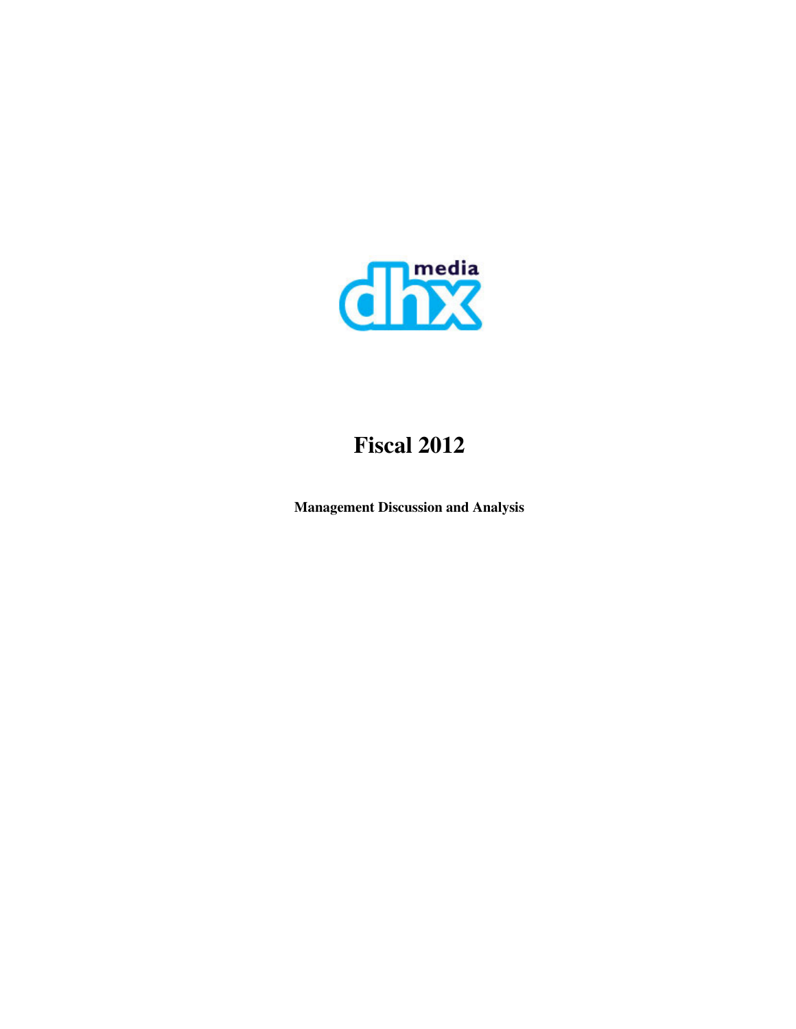# Fiscal 2012

**Management Discussion and Analysis**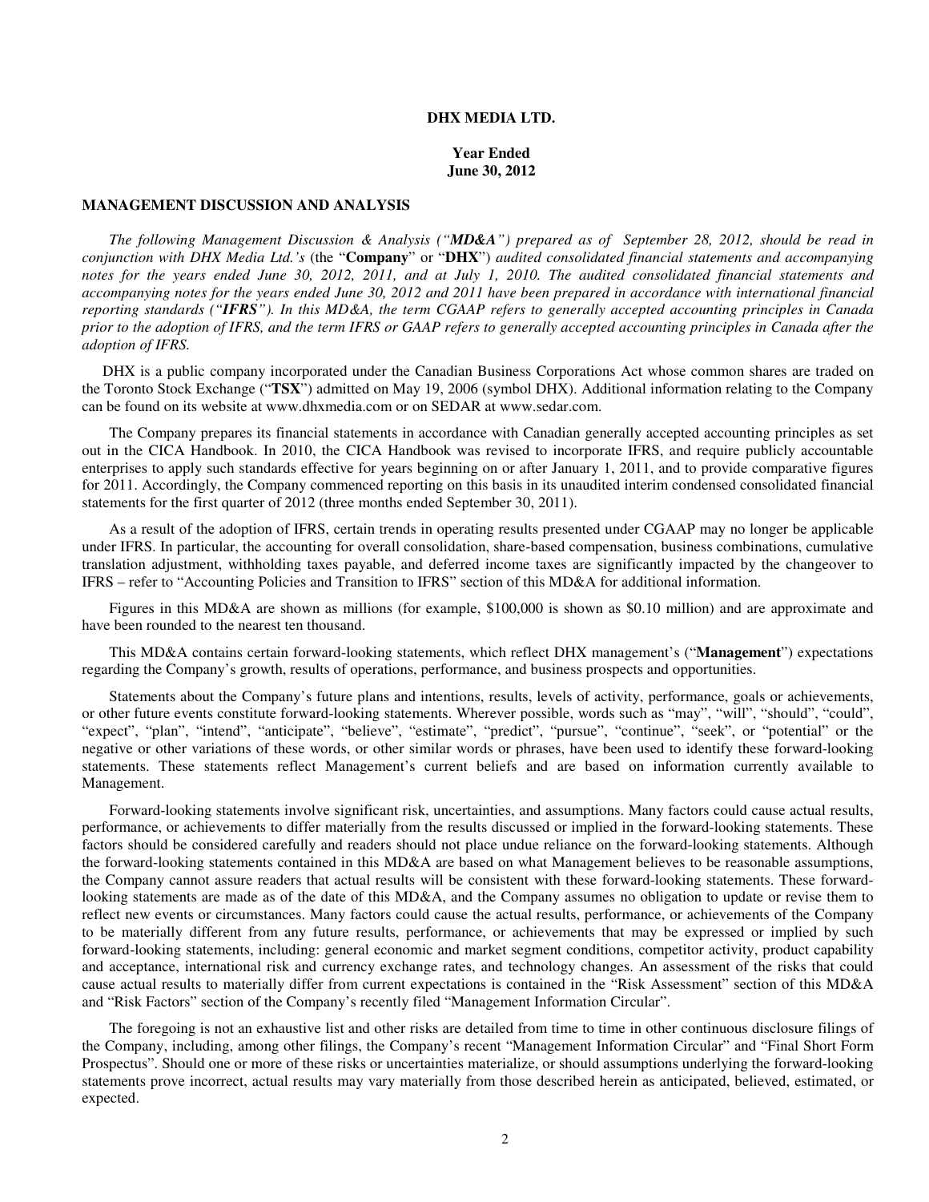**DHX MEDIA LTD.**

**Year Ended**
**June 30, 2012**

## MANAGEMENT DISCUSSION AND ANALYSIS

*The following Management Discussion & Analysis ("**MD&A**") prepared as of September 28, 2012, should be read in conjunction with DHX Media Ltd.'s* (the "**Company**" or "**DHX**") *audited consolidated financial statements and accompanying notes for the years ended June 30, 2012, 2011, and at July 1, 2010. The audited consolidated financial statements and accompanying notes for the years ended June 30, 2012 and 2011 have been prepared in accordance with international financial reporting standards ("**IFRS**"). In this MD&A, the term CGAAP refers to generally accepted accounting principles in Canada prior to the adoption of IFRS, and the term IFRS or GAAP refers to generally accepted accounting principles in Canada after the adoption of IFRS.*

DHX is a public company incorporated under the Canadian Business Corporations Act whose common shares are traded on the Toronto Stock Exchange ("**TSX**") admitted on May 19, 2006 (symbol DHX). Additional information relating to the Company can be found on its website at www.dhxmedia.com or on SEDAR at www.sedar.com.

The Company prepares its financial statements in accordance with Canadian generally accepted accounting principles as set out in the CICA Handbook. In 2010, the CICA Handbook was revised to incorporate IFRS, and require publicly accountable enterprises to apply such standards effective for years beginning on or after January 1, 2011, and to provide comparative figures for 2011. Accordingly, the Company commenced reporting on this basis in its unaudited interim condensed consolidated financial statements for the first quarter of 2012 (three months ended September 30, 2011).

As a result of the adoption of IFRS, certain trends in operating results presented under CGAAP may no longer be applicable under IFRS. In particular, the accounting for overall consolidation, share-based compensation, business combinations, cumulative translation adjustment, withholding taxes payable, and deferred income taxes are significantly impacted by the changeover to IFRS – refer to "Accounting Policies and Transition to IFRS" section of this MD&A for additional information.

Figures in this MD&A are shown as millions (for example, $100,000 is shown as $0.10 million) and are approximate and have been rounded to the nearest ten thousand.

This MD&A contains certain forward-looking statements, which reflect DHX management's ("**Management**") expectations regarding the Company's growth, results of operations, performance, and business prospects and opportunities.

Statements about the Company's future plans and intentions, results, levels of activity, performance, goals or achievements, or other future events constitute forward-looking statements. Wherever possible, words such as "may", "will", "should", "could", "expect", "plan", "intend", "anticipate", "believe", "estimate", "predict", "pursue", "continue", "seek", or "potential" or the negative or other variations of these words, or other similar words or phrases, have been used to identify these forward-looking statements. These statements reflect Management's current beliefs and are based on information currently available to Management.

Forward-looking statements involve significant risk, uncertainties, and assumptions. Many factors could cause actual results, performance, or achievements to differ materially from the results discussed or implied in the forward-looking statements. These factors should be considered carefully and readers should not place undue reliance on the forward-looking statements. Although the forward-looking statements contained in this MD&A are based on what Management believes to be reasonable assumptions, the Company cannot assure readers that actual results will be consistent with these forward-looking statements. These forward-looking statements are made as of the date of this MD&A, and the Company assumes no obligation to update or revise them to reflect new events or circumstances. Many factors could cause the actual results, performance, or achievements of the Company to be materially different from any future results, performance, or achievements that may be expressed or implied by such forward-looking statements, including: general economic and market segment conditions, competitor activity, product capability and acceptance, international risk and currency exchange rates, and technology changes. An assessment of the risks that could cause actual results to materially differ from current expectations is contained in the "Risk Assessment" section of this MD&A and "Risk Factors" section of the Company's recently filed "Management Information Circular".

The foregoing is not an exhaustive list and other risks are detailed from time to time in other continuous disclosure filings of the Company, including, among other filings, the Company's recent "Management Information Circular" and "Final Short Form Prospectus". Should one or more of these risks or uncertainties materialize, or should assumptions underlying the forward-looking statements prove incorrect, actual results may vary materially from those described herein as anticipated, believed, estimated, or expected.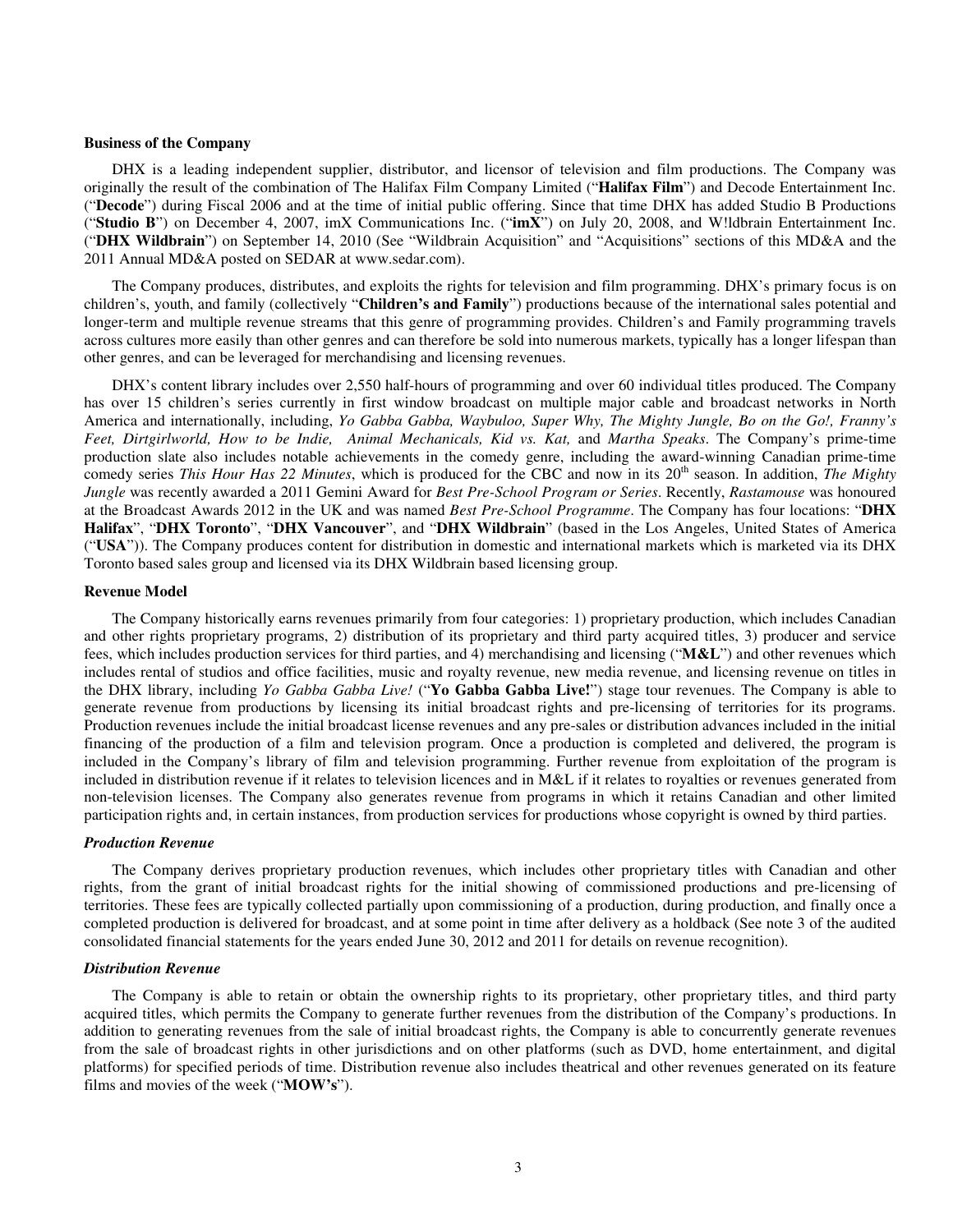**Business of the Company**

DHX is a leading independent supplier, distributor, and licensor of television and film productions. The Company was originally the result of the combination of The Halifax Film Company Limited ("**Halifax Film**") and Decode Entertainment Inc. ("**Decode**") during Fiscal 2006 and at the time of initial public offering. Since that time DHX has added Studio B Productions ("**Studio B**") on December 4, 2007, imX Communications Inc. ("**imX**") on July 20, 2008, and W!ldbrain Entertainment Inc. ("**DHX Wildbrain**") on September 14, 2010 (See "Wildbrain Acquisition" and "Acquisitions" sections of this MD&A and the 2011 Annual MD&A posted on SEDAR at www.sedar.com).

The Company produces, distributes, and exploits the rights for television and film programming. DHX's primary focus is on children's, youth, and family (collectively "**Children's and Family**") productions because of the international sales potential and longer-term and multiple revenue streams that this genre of programming provides. Children's and Family programming travels across cultures more easily than other genres and can therefore be sold into numerous markets, typically has a longer lifespan than other genres, and can be leveraged for merchandising and licensing revenues.

DHX's content library includes over 2,550 half-hours of programming and over 60 individual titles produced. The Company has over 15 children's series currently in first window broadcast on multiple major cable and broadcast networks in North America and internationally, including, *Yo Gabba Gabba, Waybuloo, Super Why, The Mighty Jungle, Bo on the Go!, Franny's Feet, Dirtgirlworld, How to be Indie, Animal Mechanicals, Kid vs. Kat,* and *Martha Speaks*. The Company's prime-time production slate also includes notable achievements in the comedy genre, including the award-winning Canadian prime-time comedy series *This Hour Has 22 Minutes*, which is produced for the CBC and now in its 20th season. In addition, *The Mighty Jungle* was recently awarded a 2011 Gemini Award for *Best Pre-School Program or Series*. Recently, *Rastamouse* was honoured at the Broadcast Awards 2012 in the UK and was named *Best Pre-School Programme*. The Company has four locations: "**DHX Halifax**", "**DHX Toronto**", "**DHX Vancouver**", and "**DHX Wildbrain**" (based in the Los Angeles, United States of America ("**USA**")). The Company produces content for distribution in domestic and international markets which is marketed via its DHX Toronto based sales group and licensed via its DHX Wildbrain based licensing group.

**Revenue Model**

The Company historically earns revenues primarily from four categories: 1) proprietary production, which includes Canadian and other rights proprietary programs, 2) distribution of its proprietary and third party acquired titles, 3) producer and service fees, which includes production services for third parties, and 4) merchandising and licensing ("**M&L**") and other revenues which includes rental of studios and office facilities, music and royalty revenue, new media revenue, and licensing revenue on titles in the DHX library, including *Yo Gabba Gabba Live!* ("**Yo Gabba Gabba Live!**") stage tour revenues. The Company is able to generate revenue from productions by licensing its initial broadcast rights and pre-licensing of territories for its programs. Production revenues include the initial broadcast license revenues and any pre-sales or distribution advances included in the initial financing of the production of a film and television program. Once a production is completed and delivered, the program is included in the Company's library of film and television programming. Further revenue from exploitation of the program is included in distribution revenue if it relates to television licences and in M&L if it relates to royalties or revenues generated from non-television licenses. The Company also generates revenue from programs in which it retains Canadian and other limited participation rights and, in certain instances, from production services for productions whose copyright is owned by third parties.

***Production Revenue***

The Company derives proprietary production revenues, which includes other proprietary titles with Canadian and other rights, from the grant of initial broadcast rights for the initial showing of commissioned productions and pre-licensing of territories. These fees are typically collected partially upon commissioning of a production, during production, and finally once a completed production is delivered for broadcast, and at some point in time after delivery as a holdback (See note 3 of the audited consolidated financial statements for the years ended June 30, 2012 and 2011 for details on revenue recognition).

***Distribution Revenue***

The Company is able to retain or obtain the ownership rights to its proprietary, other proprietary titles, and third party acquired titles, which permits the Company to generate further revenues from the distribution of the Company's productions. In addition to generating revenues from the sale of initial broadcast rights, the Company is able to concurrently generate revenues from the sale of broadcast rights in other jurisdictions and on other platforms (such as DVD, home entertainment, and digital platforms) for specified periods of time. Distribution revenue also includes theatrical and other revenues generated on its feature films and movies of the week ("**MOW's**").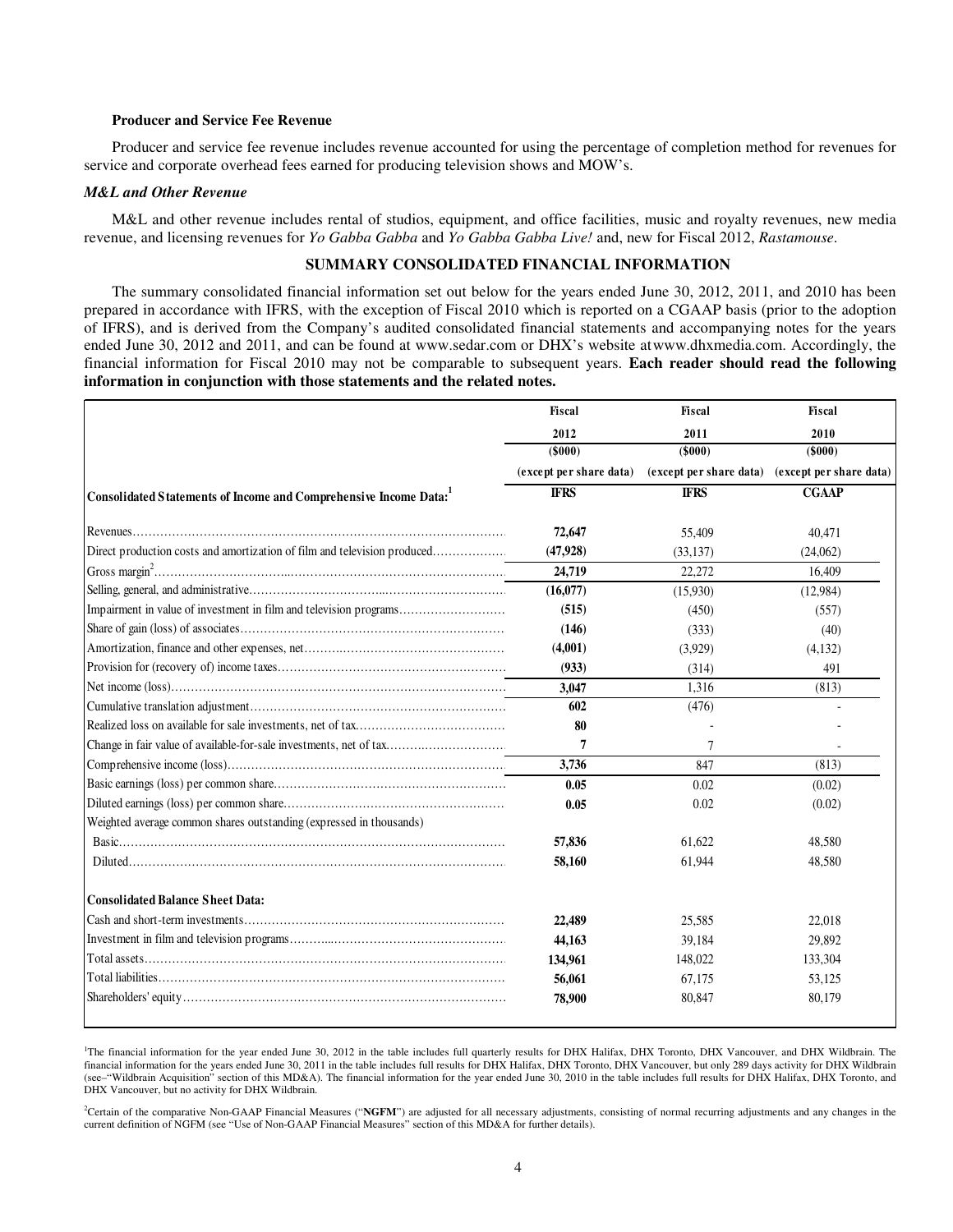**Producer and Service Fee Revenue**

Producer and service fee revenue includes revenue accounted for using the percentage of completion method for revenues for service and corporate overhead fees earned for producing television shows and MOW's.

***M&L and Other Revenue***

M&L and other revenue includes rental of studios, equipment, and office facilities, music and royalty revenues, new media revenue, and licensing revenues for *Yo Gabba Gabba* and *Yo Gabba Gabba Live!* and, new for Fiscal 2012, *Rastamouse*.

## SUMMARY CONSOLIDATED FINANCIAL INFORMATION

The summary consolidated financial information set out below for the years ended June 30, 2012, 2011, and 2010 has been prepared in accordance with IFRS, with the exception of Fiscal 2010 which is reported on a CGAAP basis (prior to the adoption of IFRS), and is derived from the Company's audited consolidated financial statements and accompanying notes for the years ended June 30, 2012 and 2011, and can be found at www.sedar.com or DHX's website at www.dhxmedia.com. Accordingly, the financial information for Fiscal 2010 may not be comparable to subsequent years. **Each reader should read the following information in conjunction with those statements and the related notes.**

| | Fiscal 2012 ($000) (except per share data) | Fiscal 2011 ($000) (except per share data) | Fiscal 2010 ($000) (except per share data) |
|---|---|---|---|
| **Consolidated Statements of Income and Comprehensive Income Data:**[1] | **IFRS** | **IFRS** | **CGAAP** |
| Revenues | **72,647** | 55,409 | 40,471 |
| Direct production costs and amortization of film and television produced | **(47,928)** | (33,137) | (24,062) |
| Gross margin[2] | **24,719** | 22,272 | 16,409 |
| Selling, general, and administrative | **(16,077)** | (15,930) | (12,984) |
| Impairment in value of investment in film and television programs | **(515)** | (450) | (557) |
| Share of gain (loss) of associates | **(146)** | (333) | (40) |
| Amortization, finance and other expenses, net | **(4,001)** | (3,929) | (4,132) |
| Provision for (recovery of) income taxes | **(933)** | (314) | 491 |
| Net income (loss) | **3,047** | 1,316 | (813) |
| Cumulative translation adjustment | **602** | (476) | - |
| Realized loss on available for sale investments, net of tax | **80** | - | - |
| Change in fair value of available-for-sale investments, net of tax | **7** | 7 | - |
| Comprehensive income (loss) | **3,736** | 847 | (813) |
| Basic earnings (loss) per common share | **0.05** | 0.02 | (0.02) |
| Diluted earnings (loss) per common share | **0.05** | 0.02 | (0.02) |
| Weighted average common shares outstanding (expressed in thousands) | | | |
| Basic | **57,836** | 61,622 | 48,580 |
| Diluted | **58,160** | 61,944 | 48,580 |
| **Consolidated Balance Sheet Data:** | | | |
| Cash and short-term investments | **22,489** | 25,585 | 22,018 |
| Investment in film and television programs | **44,163** | 39,184 | 29,892 |
| Total assets | **134,961** | 148,022 | 133,304 |
| Total liabilities | **56,061** | 67,175 | 53,125 |
| Shareholders' equity | **78,900** | 80,847 | 80,179 |

[1]The financial information for the year ended June 30, 2012 in the table includes full quarterly results for DHX Halifax, DHX Toronto, DHX Vancouver, and DHX Wildbrain. The financial information for the years ended June 30, 2011 in the table includes full results for DHX Halifax, DHX Toronto, DHX Vancouver, but only 289 days activity for DHX Wildbrain (see–"Wildbrain Acquisition" section of this MD&A). The financial information for the year ended June 30, 2010 in the table includes full results for DHX Halifax, DHX Toronto, and DHX Vancouver, but no activity for DHX Wildbrain.

[2]Certain of the comparative Non-GAAP Financial Measures ("**NGFM**") are adjusted for all necessary adjustments, consisting of normal recurring adjustments and any changes in the current definition of NGFM (see "Use of Non-GAAP Financial Measures" section of this MD&A for further details).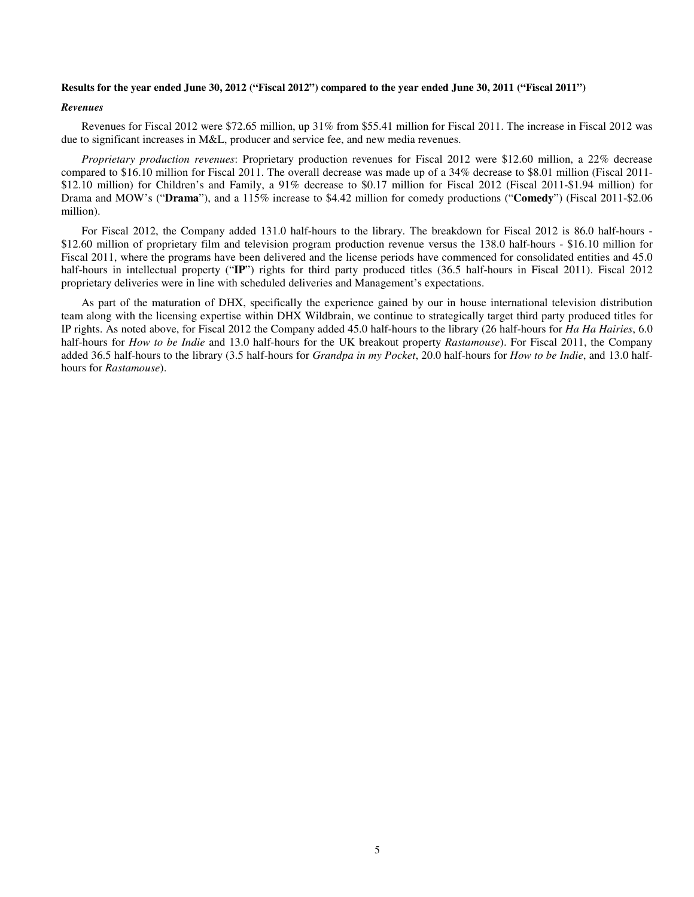**Results for the year ended June 30, 2012 ("Fiscal 2012") compared to the year ended June 30, 2011 ("Fiscal 2011")**

***Revenues***

Revenues for Fiscal 2012 were $72.65 million, up 31% from $55.41 million for Fiscal 2011. The increase in Fiscal 2012 was due to significant increases in M&L, producer and service fee, and new media revenues.

*Proprietary production revenues*: Proprietary production revenues for Fiscal 2012 were $12.60 million, a 22% decrease compared to $16.10 million for Fiscal 2011. The overall decrease was made up of a 34% decrease to $8.01 million (Fiscal 2011-$12.10 million) for Children's and Family, a 91% decrease to $0.17 million for Fiscal 2012 (Fiscal 2011-$1.94 million) for Drama and MOW's ("**Drama**"), and a 115% increase to $4.42 million for comedy productions ("**Comedy**") (Fiscal 2011-$2.06 million).

For Fiscal 2012, the Company added 131.0 half-hours to the library. The breakdown for Fiscal 2012 is 86.0 half-hours - $12.60 million of proprietary film and television program production revenue versus the 138.0 half-hours - $16.10 million for Fiscal 2011, where the programs have been delivered and the license periods have commenced for consolidated entities and 45.0 half-hours in intellectual property ("**IP**") rights for third party produced titles (36.5 half-hours in Fiscal 2011). Fiscal 2012 proprietary deliveries were in line with scheduled deliveries and Management's expectations.

As part of the maturation of DHX, specifically the experience gained by our in house international television distribution team along with the licensing expertise within DHX Wildbrain, we continue to strategically target third party produced titles for IP rights. As noted above, for Fiscal 2012 the Company added 45.0 half-hours to the library (26 half-hours for *Ha Ha Hairies*, 6.0 half-hours for *How to be Indie* and 13.0 half-hours for the UK breakout property *Rastamouse*). For Fiscal 2011, the Company added 36.5 half-hours to the library (3.5 half-hours for *Grandpa in my Pocket*, 20.0 half-hours for *How to be Indie*, and 13.0 half-hours for *Rastamouse*).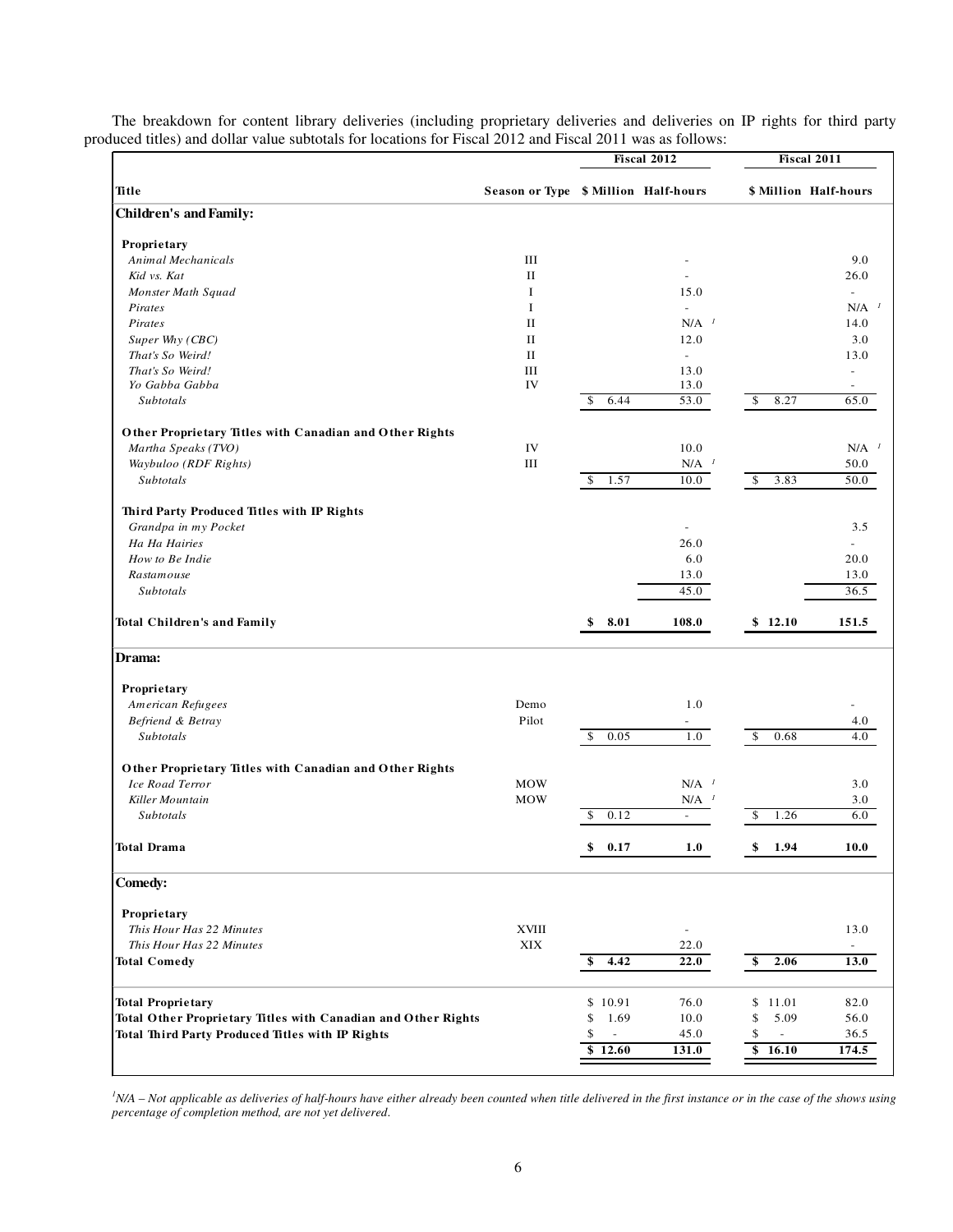The breakdown for content library deliveries (including proprietary deliveries and deliveries on IP rights for third party produced titles) and dollar value subtotals for locations for Fiscal 2012 and Fiscal 2011 was as follows:

| | | Fiscal 2012 | | Fiscal 2011 | |
|---|---|---|---|---|---|
| **Title** | **Season or Type** | **$ Million** | **Half-hours** | **$ Million** | **Half-hours** |
| **Children's and Family:** | | | | | |
| **Proprietary** | | | | | |
| *Animal Mechanicals* | III | | - | | 9.0 |
| *Kid vs. Kat* | II | | - | | 26.0 |
| *Monster Math Squad* | I | | 15.0 | | - |
| *Pirates* | I | | - | | N/A [1] |
| *Pirates* | II | | N/A [1] | | 14.0 |
| *Super Why (CBC)* | II | | 12.0 | | 3.0 |
| *That's So Weird!* | II | | - | | 13.0 |
| *That's So Weird!* | III | | 13.0 | | - |
| *Yo Gabba Gabba* | IV | | 13.0 | | - |
| *Subtotals* | | $ 6.44 | 53.0 | $ 8.27 | 65.0 |
| **Other Proprietary Titles with Canadian and Other Rights** | | | | | |
| *Martha Speaks (TVO)* | IV | | 10.0 | | N/A [1] |
| *Waybuloo (RDF Rights)* | III | | N/A [1] | | 50.0 |
| *Subtotals* | | $ 1.57 | 10.0 | $ 3.83 | 50.0 |
| **Third Party Produced Titles with IP Rights** | | | | | |
| *Grandpa in my Pocket* | | | - | | 3.5 |
| *Ha Ha Hairies* | | | 26.0 | | - |
| *How to Be Indie* | | | 6.0 | | 20.0 |
| *Rastamouse* | | | 13.0 | | 13.0 |
| *Subtotals* | | | 45.0 | | 36.5 |
| **Total Children's and Family** | | **$ 8.01** | **108.0** | **$ 12.10** | **151.5** |
| **Drama:** | | | | | |
| **Proprietary** | | | | | |
| *American Refugees* | Demo | | 1.0 | | - |
| *Befriend & Betray* | Pilot | | - | | 4.0 |
| *Subtotals* | | $ 0.05 | 1.0 | $ 0.68 | 4.0 |
| **Other Proprietary Titles with Canadian and Other Rights** | | | | | |
| *Ice Road Terror* | MOW | | N/A [1] | | 3.0 |
| *Killer Mountain* | MOW | | N/A [1] | | 3.0 |
| *Subtotals* | | $ 0.12 | - | $ 1.26 | 6.0 |
| **Total Drama** | | **$ 0.17** | **1.0** | **$ 1.94** | **10.0** |
| **Comedy:** | | | | | |
| **Proprietary** | | | | | |
| *This Hour Has 22 Minutes* | XVIII | | - | | 13.0 |
| *This Hour Has 22 Minutes* | XIX | | 22.0 | | - |
| **Total Comedy** | | **$ 4.42** | **22.0** | **$ 2.06** | **13.0** |
| **Total Proprietary** | | $ 10.91 | 76.0 | $ 11.01 | 82.0 |
| **Total Other Proprietary Titles with Canadian and Other Rights** | | $ 1.69 | 10.0 | $ 5.09 | 56.0 |
| **Total Third Party Produced Titles with IP Rights** | | $ - | 45.0 | $ - | 36.5 |
| | | $ 12.60 | 131.0 | $ 16.10 | 174.5 |

[1] *N/A – Not applicable as deliveries of half-hours have either already been counted when title delivered in the first instance or in the case of the shows using percentage of completion method, are not yet delivered.*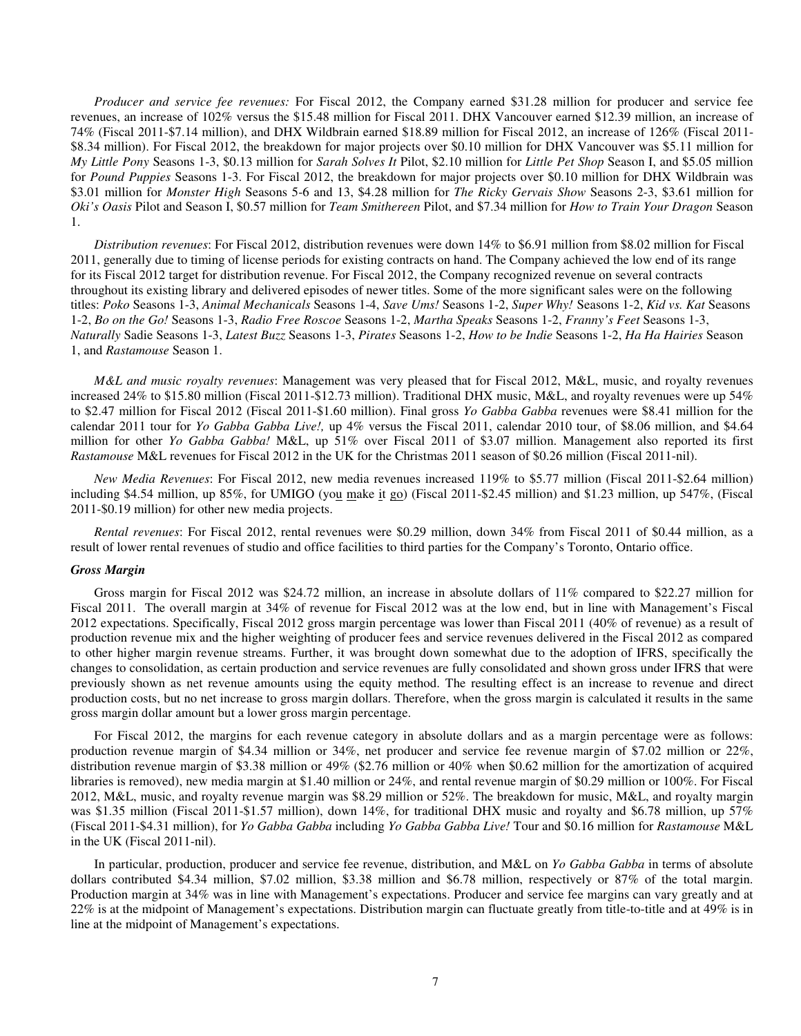*Producer and service fee revenues:* For Fiscal 2012, the Company earned $31.28 million for producer and service fee revenues, an increase of 102% versus the $15.48 million for Fiscal 2011. DHX Vancouver earned $12.39 million, an increase of 74% (Fiscal 2011-$7.14 million), and DHX Wildbrain earned $18.89 million for Fiscal 2012, an increase of 126% (Fiscal 2011-$8.34 million). For Fiscal 2012, the breakdown for major projects over $0.10 million for DHX Vancouver was $5.11 million for *My Little Pony* Seasons 1-3, $0.13 million for *Sarah Solves It* Pilot, $2.10 million for *Little Pet Shop* Season I, and $5.05 million for *Pound Puppies* Seasons 1-3. For Fiscal 2012, the breakdown for major projects over $0.10 million for DHX Wildbrain was $3.01 million for *Monster High* Seasons 5-6 and 13, $4.28 million for *The Ricky Gervais Show* Seasons 2-3, $3.61 million for *Oki's Oasis* Pilot and Season I, $0.57 million for *Team Smithereen* Pilot, and $7.34 million for *How to Train Your Dragon* Season 1.

*Distribution revenues*: For Fiscal 2012, distribution revenues were down 14% to $6.91 million from $8.02 million for Fiscal 2011, generally due to timing of license periods for existing contracts on hand. The Company achieved the low end of its range for its Fiscal 2012 target for distribution revenue. For Fiscal 2012, the Company recognized revenue on several contracts throughout its existing library and delivered episodes of newer titles. Some of the more significant sales were on the following titles: *Poko* Seasons 1-3, *Animal Mechanicals* Seasons 1-4, *Save Ums!* Seasons 1-2, *Super Why!* Seasons 1-2, *Kid vs. Kat* Seasons 1-2, *Bo on the Go!* Seasons 1-3, *Radio Free Roscoe* Seasons 1-2, *Martha Speaks* Seasons 1-2, *Franny's Feet* Seasons 1-3, *Naturally* Sadie Seasons 1-3, *Latest Buzz* Seasons 1-3, *Pirates* Seasons 1-2, *How to be Indie* Seasons 1-2, *Ha Ha Hairies* Season 1, and *Rastamouse* Season 1.

*M&L and music royalty revenues*: Management was very pleased that for Fiscal 2012, M&L, music, and royalty revenues increased 24% to $15.80 million (Fiscal 2011-$12.73 million). Traditional DHX music, M&L, and royalty revenues were up 54% to $2.47 million for Fiscal 2012 (Fiscal 2011-$1.60 million). Final gross *Yo Gabba Gabba* revenues were $8.41 million for the calendar 2011 tour for *Yo Gabba Gabba Live!,* up 4% versus the Fiscal 2011, calendar 2010 tour, of $8.06 million, and $4.64 million for other *Yo Gabba Gabba!* M&L, up 51% over Fiscal 2011 of $3.07 million. Management also reported its first *Rastamouse* M&L revenues for Fiscal 2012 in the UK for the Christmas 2011 season of $0.26 million (Fiscal 2011-nil).

*New Media Revenues*: For Fiscal 2012, new media revenues increased 119% to $5.77 million (Fiscal 2011-$2.64 million) including $4.54 million, up 85%, for UMIGO (you make it go) (Fiscal 2011-$2.45 million) and $1.23 million, up 547%, (Fiscal 2011-$0.19 million) for other new media projects.

*Rental revenues*: For Fiscal 2012, rental revenues were $0.29 million, down 34% from Fiscal 2011 of $0.44 million, as a result of lower rental revenues of studio and office facilities to third parties for the Company's Toronto, Ontario office.

***Gross Margin***

Gross margin for Fiscal 2012 was $24.72 million, an increase in absolute dollars of 11% compared to $22.27 million for Fiscal 2011. The overall margin at 34% of revenue for Fiscal 2012 was at the low end, but in line with Management's Fiscal 2012 expectations. Specifically, Fiscal 2012 gross margin percentage was lower than Fiscal 2011 (40% of revenue) as a result of production revenue mix and the higher weighting of producer fees and service revenues delivered in the Fiscal 2012 as compared to other higher margin revenue streams. Further, it was brought down somewhat due to the adoption of IFRS, specifically the changes to consolidation, as certain production and service revenues are fully consolidated and shown gross under IFRS that were previously shown as net revenue amounts using the equity method. The resulting effect is an increase to revenue and direct production costs, but no net increase to gross margin dollars. Therefore, when the gross margin is calculated it results in the same gross margin dollar amount but a lower gross margin percentage.

For Fiscal 2012, the margins for each revenue category in absolute dollars and as a margin percentage were as follows: production revenue margin of $4.34 million or 34%, net producer and service fee revenue margin of $7.02 million or 22%, distribution revenue margin of $3.38 million or 49% ($2.76 million or 40% when $0.62 million for the amortization of acquired libraries is removed), new media margin at $1.40 million or 24%, and rental revenue margin of $0.29 million or 100%. For Fiscal 2012, M&L, music, and royalty revenue margin was $8.29 million or 52%. The breakdown for music, M&L, and royalty margin was $1.35 million (Fiscal 2011-$1.57 million), down 14%, for traditional DHX music and royalty and $6.78 million, up 57% (Fiscal 2011-$4.31 million), for *Yo Gabba Gabba* including *Yo Gabba Gabba Live!* Tour and $0.16 million for *Rastamouse* M&L in the UK (Fiscal 2011-nil).

In particular, production, producer and service fee revenue, distribution, and M&L on *Yo Gabba Gabba* in terms of absolute dollars contributed $4.34 million, $7.02 million, $3.38 million and $6.78 million, respectively or 87% of the total margin. Production margin at 34% was in line with Management's expectations. Producer and service fee margins can vary greatly and at 22% is at the midpoint of Management's expectations. Distribution margin can fluctuate greatly from title-to-title and at 49% is in line at the midpoint of Management's expectations.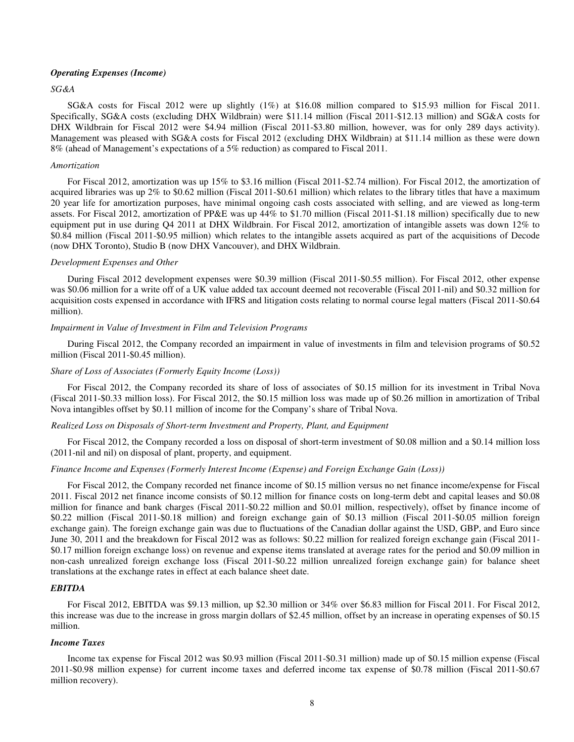***Operating Expenses (Income)***

*SG&A*

SG&A costs for Fiscal 2012 were up slightly (1%) at $16.08 million compared to $15.93 million for Fiscal 2011. Specifically, SG&A costs (excluding DHX Wildbrain) were $11.14 million (Fiscal 2011-$12.13 million) and SG&A costs for DHX Wildbrain for Fiscal 2012 were $4.94 million (Fiscal 2011-$3.80 million, however, was for only 289 days activity). Management was pleased with SG&A costs for Fiscal 2012 (excluding DHX Wildbrain) at $11.14 million as these were down 8% (ahead of Management's expectations of a 5% reduction) as compared to Fiscal 2011.

*Amortization*

For Fiscal 2012, amortization was up 15% to $3.16 million (Fiscal 2011-$2.74 million). For Fiscal 2012, the amortization of acquired libraries was up 2% to $0.62 million (Fiscal 2011-$0.61 million) which relates to the library titles that have a maximum 20 year life for amortization purposes, have minimal ongoing cash costs associated with selling, and are viewed as long-term assets. For Fiscal 2012, amortization of PP&E was up 44% to $1.70 million (Fiscal 2011-$1.18 million) specifically due to new equipment put in use during Q4 2011 at DHX Wildbrain. For Fiscal 2012, amortization of intangible assets was down 12% to $0.84 million (Fiscal 2011-$0.95 million) which relates to the intangible assets acquired as part of the acquisitions of Decode (now DHX Toronto), Studio B (now DHX Vancouver), and DHX Wildbrain.

*Development Expenses and Other*

During Fiscal 2012 development expenses were $0.39 million (Fiscal 2011-$0.55 million). For Fiscal 2012, other expense was $0.06 million for a write off of a UK value added tax account deemed not recoverable (Fiscal 2011-nil) and $0.32 million for acquisition costs expensed in accordance with IFRS and litigation costs relating to normal course legal matters (Fiscal 2011-$0.64 million).

*Impairment in Value of Investment in Film and Television Programs*

During Fiscal 2012, the Company recorded an impairment in value of investments in film and television programs of $0.52 million (Fiscal 2011-$0.45 million).

*Share of Loss of Associates (Formerly Equity Income (Loss))*

For Fiscal 2012, the Company recorded its share of loss of associates of $0.15 million for its investment in Tribal Nova (Fiscal 2011-$0.33 million loss). For Fiscal 2012, the $0.15 million loss was made up of $0.26 million in amortization of Tribal Nova intangibles offset by $0.11 million of income for the Company's share of Tribal Nova.

*Realized Loss on Disposals of Short-term Investment and Property, Plant, and Equipment*

For Fiscal 2012, the Company recorded a loss on disposal of short-term investment of $0.08 million and a $0.14 million loss (2011-nil and nil) on disposal of plant, property, and equipment.

*Finance Income and Expenses (Formerly Interest Income (Expense) and Foreign Exchange Gain (Loss))*

For Fiscal 2012, the Company recorded net finance income of $0.15 million versus no net finance income/expense for Fiscal 2011. Fiscal 2012 net finance income consists of $0.12 million for finance costs on long-term debt and capital leases and $0.08 million for finance and bank charges (Fiscal 2011-$0.22 million and $0.01 million, respectively), offset by finance income of $0.22 million (Fiscal 2011-$0.18 million) and foreign exchange gain of $0.13 million (Fiscal 2011-$0.05 million foreign exchange gain). The foreign exchange gain was due to fluctuations of the Canadian dollar against the USD, GBP, and Euro since June 30, 2011 and the breakdown for Fiscal 2012 was as follows: $0.22 million for realized foreign exchange gain (Fiscal 2011-$0.17 million foreign exchange loss) on revenue and expense items translated at average rates for the period and $0.09 million in non-cash unrealized foreign exchange loss (Fiscal 2011-$0.22 million unrealized foreign exchange gain) for balance sheet translations at the exchange rates in effect at each balance sheet date.

***EBITDA***

For Fiscal 2012, EBITDA was $9.13 million, up $2.30 million or 34% over $6.83 million for Fiscal 2011. For Fiscal 2012, this increase was due to the increase in gross margin dollars of $2.45 million, offset by an increase in operating expenses of $0.15 million.

***Income Taxes***

Income tax expense for Fiscal 2012 was $0.93 million (Fiscal 2011-$0.31 million) made up of $0.15 million expense (Fiscal 2011-$0.98 million expense) for current income taxes and deferred income tax expense of $0.78 million (Fiscal 2011-$0.67 million recovery).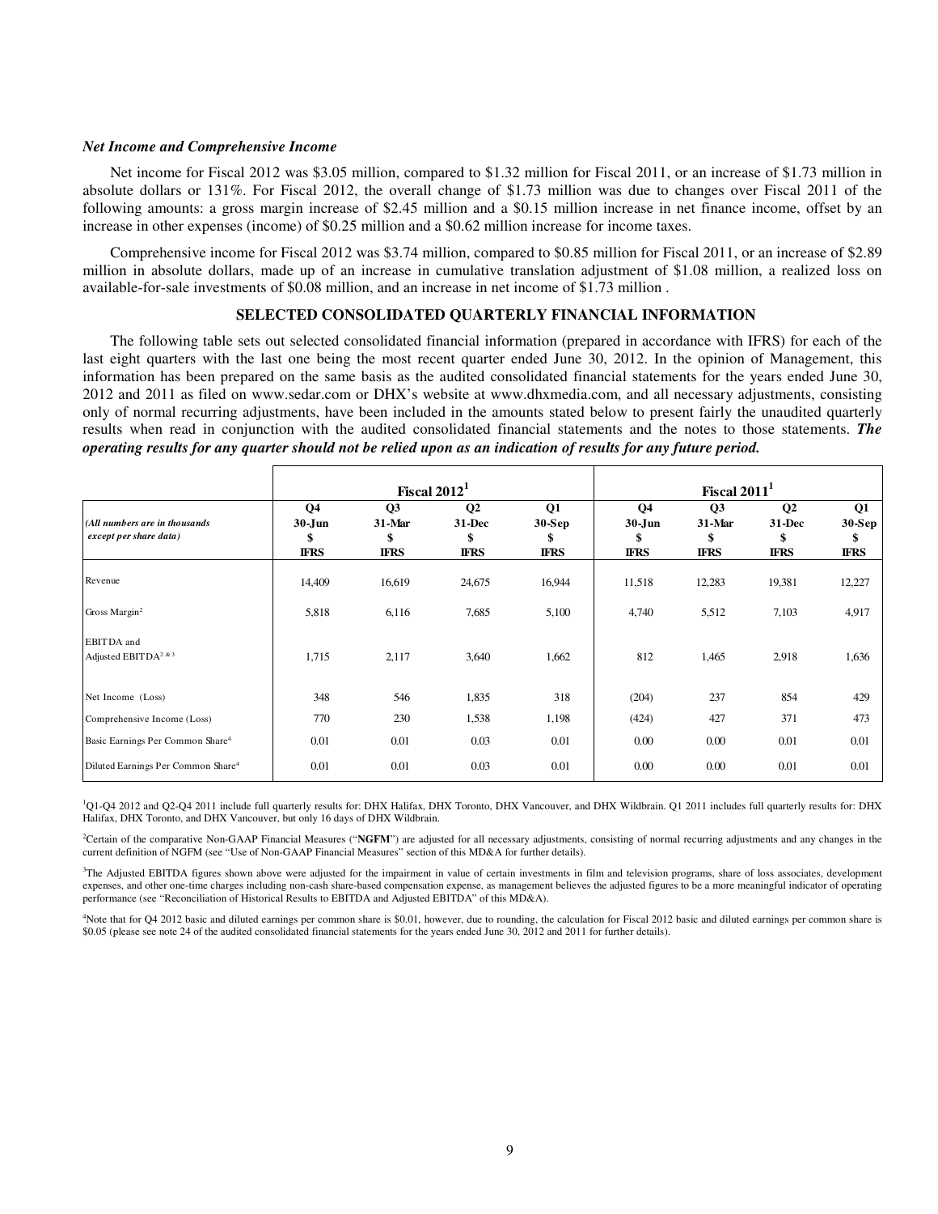### *Net Income and Comprehensive Income*

Net income for Fiscal 2012 was $3.05 million, compared to $1.32 million for Fiscal 2011, or an increase of $1.73 million in absolute dollars or 131%. For Fiscal 2012, the overall change of $1.73 million was due to changes over Fiscal 2011 of the following amounts: a gross margin increase of $2.45 million and a $0.15 million increase in net finance income, offset by an increase in other expenses (income) of $0.25 million and a $0.62 million increase for income taxes.

Comprehensive income for Fiscal 2012 was $3.74 million, compared to $0.85 million for Fiscal 2011, or an increase of $2.89 million in absolute dollars, made up of an increase in cumulative translation adjustment of $1.08 million, a realized loss on available-for-sale investments of $0.08 million, and an increase in net income of $1.73 million .

## SELECTED CONSOLIDATED QUARTERLY FINANCIAL INFORMATION

The following table sets out selected consolidated financial information (prepared in accordance with IFRS) for each of the last eight quarters with the last one being the most recent quarter ended June 30, 2012. In the opinion of Management, this information has been prepared on the same basis as the audited consolidated financial statements for the years ended June 30, 2012 and 2011 as filed on www.sedar.com or DHX's website at www.dhxmedia.com, and all necessary adjustments, consisting only of normal recurring adjustments, have been included in the amounts stated below to present fairly the unaudited quarterly results when read in conjunction with the audited consolidated financial statements and the notes to those statements. ***The operating results for any quarter should not be relied upon as an indication of results for any future period.***

| | Fiscal 2012[1] | | | | Fiscal 2011[1] | | | |
|---|---|---|---|---|---|---|---|---|
| *(All numbers are in thousands except per share data)* | **Q4 30-Jun $ IFRS** | **Q3 31-Mar $ IFRS** | **Q2 31-Dec $ IFRS** | **Q1 30-Sep $ IFRS** | **Q4 30-Jun $ IFRS** | **Q3 31-Mar $ IFRS** | **Q2 31-Dec $ IFRS** | **Q1 30-Sep $ IFRS** |
| Revenue | 14,409 | 16,619 | 24,675 | 16,944 | 11,518 | 12,283 | 19,381 | 12,227 |
| Gross Margin[2] | 5,818 | 6,116 | 7,685 | 5,100 | 4,740 | 5,512 | 7,103 | 4,917 |
| EBITDA and Adjusted EBITDA[2 & 3] | 1,715 | 2,117 | 3,640 | 1,662 | 812 | 1,465 | 2,918 | 1,636 |
| Net Income (Loss) | 348 | 546 | 1,835 | 318 | (204) | 237 | 854 | 429 |
| Comprehensive Income (Loss) | 770 | 230 | 1,538 | 1,198 | (424) | 427 | 371 | 473 |
| Basic Earnings Per Common Share[4] | 0.01 | 0.01 | 0.03 | 0.01 | 0.00 | 0.00 | 0.01 | 0.01 |
| Diluted Earnings Per Common Share[4] | 0.01 | 0.01 | 0.03 | 0.01 | 0.00 | 0.00 | 0.01 | 0.01 |

[1]Q1-Q4 2012 and Q2-Q4 2011 include full quarterly results for: DHX Halifax, DHX Toronto, DHX Vancouver, and DHX Wildbrain. Q1 2011 includes full quarterly results for: DHX Halifax, DHX Toronto, and DHX Vancouver, but only 16 days of DHX Wildbrain.

[2]Certain of the comparative Non-GAAP Financial Measures ("**NGFM**") are adjusted for all necessary adjustments, consisting of normal recurring adjustments and any changes in the current definition of NGFM (see "Use of Non-GAAP Financial Measures" section of this MD&A for further details).

[3]The Adjusted EBITDA figures shown above were adjusted for the impairment in value of certain investments in film and television programs, share of loss associates, development expenses, and other one-time charges including non-cash share-based compensation expense, as management believes the adjusted figures to be a more meaningful indicator of operating performance (see "Reconciliation of Historical Results to EBITDA and Adjusted EBITDA" of this MD&A).

[4]Note that for Q4 2012 basic and diluted earnings per common share is $0.01, however, due to rounding, the calculation for Fiscal 2012 basic and diluted earnings per common share is $0.05 (please see note 24 of the audited consolidated financial statements for the years ended June 30, 2012 and 2011 for further details).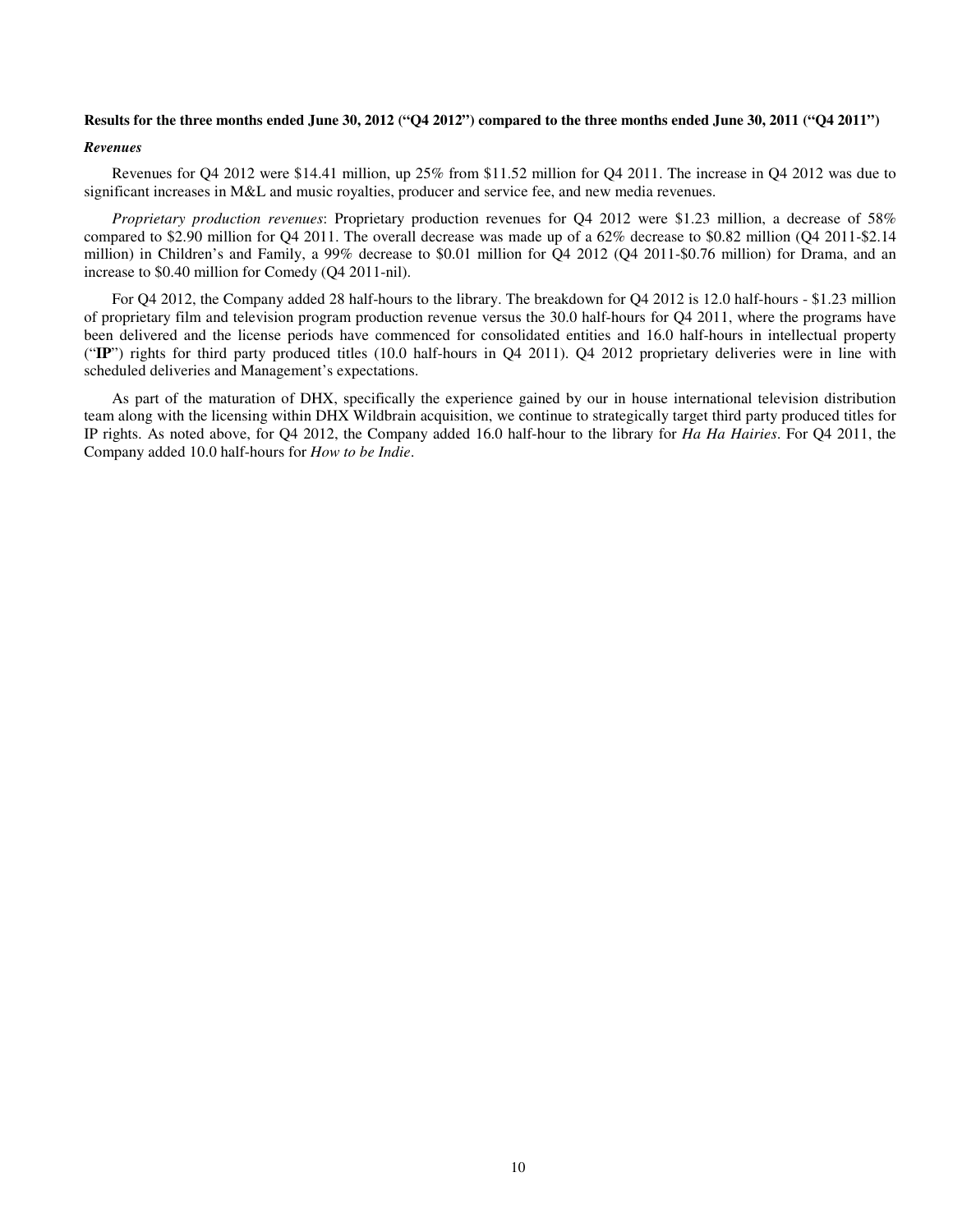**Results for the three months ended June 30, 2012 ("Q4 2012") compared to the three months ended June 30, 2011 ("Q4 2011")**

***Revenues***

Revenues for Q4 2012 were $14.41 million, up 25% from $11.52 million for Q4 2011. The increase in Q4 2012 was due to significant increases in M&L and music royalties, producer and service fee, and new media revenues.

*Proprietary production revenues*: Proprietary production revenues for Q4 2012 were $1.23 million, a decrease of 58% compared to $2.90 million for Q4 2011. The overall decrease was made up of a 62% decrease to $0.82 million (Q4 2011-$2.14 million) in Children's and Family, a 99% decrease to $0.01 million for Q4 2012 (Q4 2011-$0.76 million) for Drama, and an increase to $0.40 million for Comedy (Q4 2011-nil).

For Q4 2012, the Company added 28 half-hours to the library. The breakdown for Q4 2012 is 12.0 half-hours - $1.23 million of proprietary film and television program production revenue versus the 30.0 half-hours for Q4 2011, where the programs have been delivered and the license periods have commenced for consolidated entities and 16.0 half-hours in intellectual property ("**IP**") rights for third party produced titles (10.0 half-hours in Q4 2011). Q4 2012 proprietary deliveries were in line with scheduled deliveries and Management's expectations.

As part of the maturation of DHX, specifically the experience gained by our in house international television distribution team along with the licensing within DHX Wildbrain acquisition, we continue to strategically target third party produced titles for IP rights. As noted above, for Q4 2012, the Company added 16.0 half-hour to the library for *Ha Ha Hairies*. For Q4 2011, the Company added 10.0 half-hours for *How to be Indie*.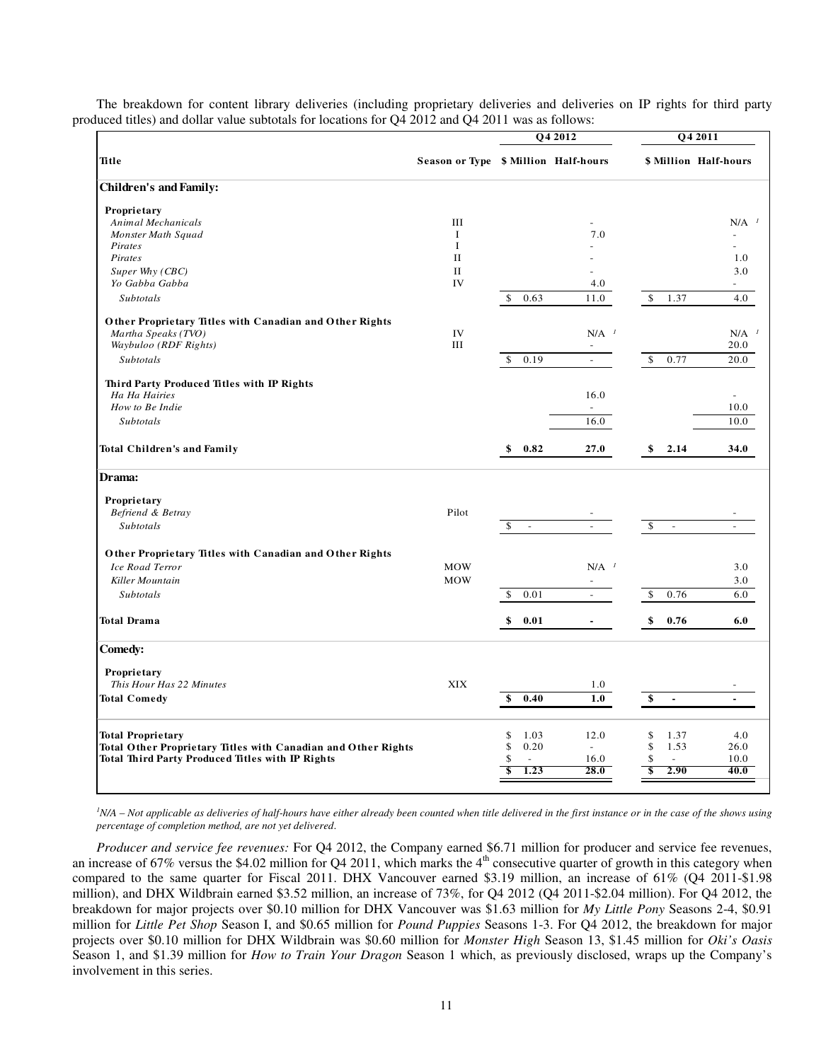The breakdown for content library deliveries (including proprietary deliveries and deliveries on IP rights for third party produced titles) and dollar value subtotals for locations for Q4 2012 and Q4 2011 was as follows:

| | | Q4 2012 | | Q4 2011 | |
|---|---|---|---|---|---|
| **Title** | **Season or Type** | **$ Million** | **Half-hours** | **$ Million** | **Half-hours** |
| **Children's and Family:** | | | | | |
| **Proprietary** | | | | | |
| *Animal Mechanicals* | III | | - | | N/A [1] |
| *Monster Math Squad* | I | | 7.0 | | - |
| *Pirates* | I | | - | | - |
| *Pirates* | II | | - | | 1.0 |
| *Super Why (CBC)* | II | | - | | 3.0 |
| *Yo Gabba Gabba* | IV | | 4.0 | | - |
| *Subtotals* | | $ 0.63 | 11.0 | $ 1.37 | 4.0 |
| **Other Proprietary Titles with Canadian and Other Rights** | | | | | |
| *Martha Speaks (TVO)* | IV | | N/A [1] | | N/A [1] |
| *Waybuloo (RDF Rights)* | III | | - | | 20.0 |
| *Subtotals* | | $ 0.19 | - | $ 0.77 | 20.0 |
| **Third Party Produced Titles with IP Rights** | | | | | |
| *Ha Ha Hairies* | | | 16.0 | | - |
| *How to Be Indie* | | | - | | 10.0 |
| *Subtotals* | | | 16.0 | | 10.0 |
| **Total Children's and Family** | | **$ 0.82** | **27.0** | **$ 2.14** | **34.0** |
| **Drama:** | | | | | |
| **Proprietary** | | | | | |
| *Befriend & Betray* | Pilot | | - | | - |
| *Subtotals* | | $ - | - | $ - | - |
| **Other Proprietary Titles with Canadian and Other Rights** | | | | | |
| *Ice Road Terror* | MOW | | N/A [1] | | 3.0 |
| *Killer Mountain* | MOW | | - | | 3.0 |
| *Subtotals* | | $ 0.01 | - | $ 0.76 | 6.0 |
| **Total Drama** | | **$ 0.01** | **-** | **$ 0.76** | **6.0** |
| **Comedy:** | | | | | |
| **Proprietary** | | | | | |
| *This Hour Has 22 Minutes* | XIX | | 1.0 | | - |
| **Total Comedy** | | **$ 0.40** | **1.0** | **$ -** | **-** |
| **Total Proprietary** | | $ 1.03 | 12.0 | $ 1.37 | 4.0 |
| **Total Other Proprietary Titles with Canadian and Other Rights** | | $ 0.20 | - | $ 1.53 | 26.0 |
| **Total Third Party Produced Titles with IP Rights** | | $ - | 16.0 | $ - | 10.0 |
| | | **$ 1.23** | **28.0** | **$ 2.90** | **40.0** |

*[1]N/A – Not applicable as deliveries of half-hours have either already been counted when title delivered in the first instance or in the case of the shows using percentage of completion method, are not yet delivered.*

*Producer and service fee revenues:* For Q4 2012, the Company earned $6.71 million for producer and service fee revenues, an increase of 67% versus the $4.02 million for Q4 2011, which marks the 4th consecutive quarter of growth in this category when compared to the same quarter for Fiscal 2011. DHX Vancouver earned $3.19 million, an increase of 61% (Q4 2011-$1.98 million), and DHX Wildbrain earned $3.52 million, an increase of 73%, for Q4 2012 (Q4 2011-$2.04 million). For Q4 2012, the breakdown for major projects over $0.10 million for DHX Vancouver was $1.63 million for *My Little Pony* Seasons 2-4, $0.91 million for *Little Pet Shop* Season I, and $0.65 million for *Pound Puppies* Seasons 1-3. For Q4 2012, the breakdown for major projects over $0.10 million for DHX Wildbrain was $0.60 million for *Monster High* Season 13, $1.45 million for *Oki's Oasis* Season 1, and $1.39 million for *How to Train Your Dragon* Season 1 which, as previously disclosed, wraps up the Company's involvement in this series.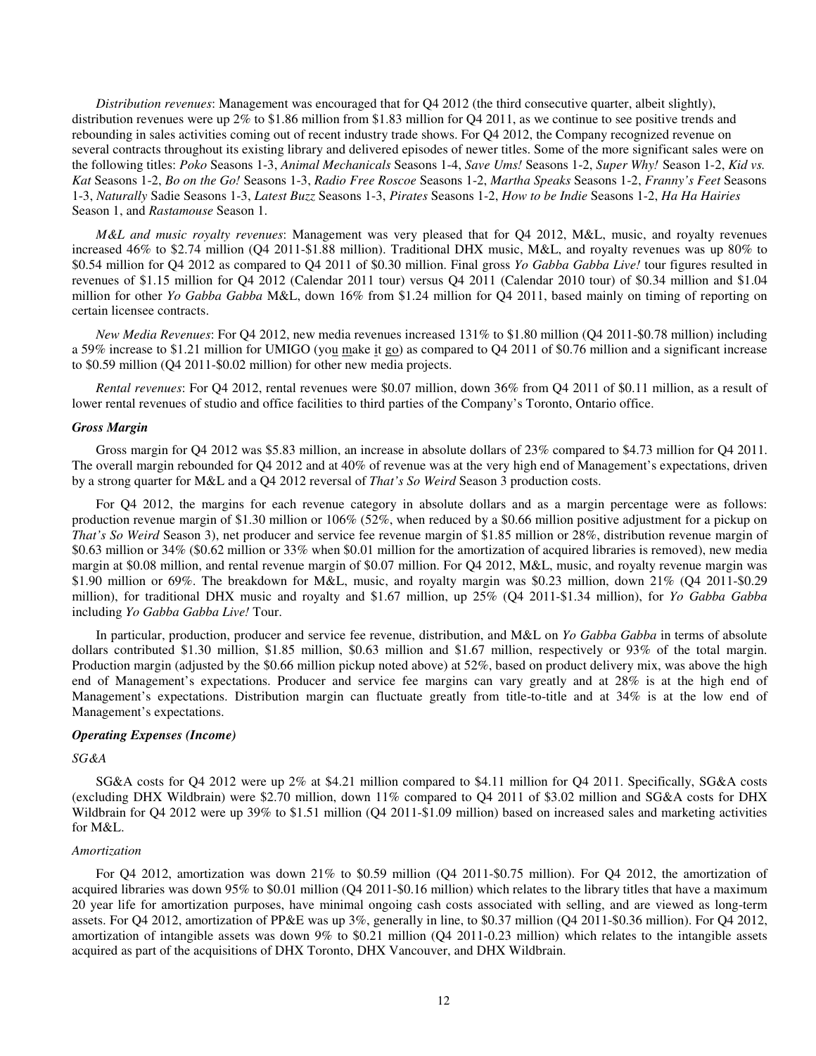*Distribution revenues*: Management was encouraged that for Q4 2012 (the third consecutive quarter, albeit slightly), distribution revenues were up 2% to $1.86 million from $1.83 million for Q4 2011, as we continue to see positive trends and rebounding in sales activities coming out of recent industry trade shows. For Q4 2012, the Company recognized revenue on several contracts throughout its existing library and delivered episodes of newer titles. Some of the more significant sales were on the following titles: *Poko* Seasons 1-3, *Animal Mechanicals* Seasons 1-4, *Save Ums!* Seasons 1-2, *Super Why!* Season 1-2, *Kid vs. Kat* Seasons 1-2, *Bo on the Go!* Seasons 1-3, *Radio Free Roscoe* Seasons 1-2, *Martha Speaks* Seasons 1-2, *Franny's Feet* Seasons 1-3, *Naturally* Sadie Seasons 1-3, *Latest Buzz* Seasons 1-3, *Pirates* Seasons 1-2, *How to be Indie* Seasons 1-2, *Ha Ha Hairies* Season 1, and *Rastamouse* Season 1.

*M&L and music royalty revenues*: Management was very pleased that for Q4 2012, M&L, music, and royalty revenues increased 46% to $2.74 million (Q4 2011-$1.88 million). Traditional DHX music, M&L, and royalty revenues was up 80% to $0.54 million for Q4 2012 as compared to Q4 2011 of $0.30 million. Final gross *Yo Gabba Gabba Live!* tour figures resulted in revenues of $1.15 million for Q4 2012 (Calendar 2011 tour) versus Q4 2011 (Calendar 2010 tour) of $0.34 million and $1.04 million for other *Yo Gabba Gabba* M&L, down 16% from $1.24 million for Q4 2011, based mainly on timing of reporting on certain licensee contracts.

*New Media Revenues*: For Q4 2012, new media revenues increased 131% to $1.80 million (Q4 2011-$0.78 million) including a 59% increase to $1.21 million for UMIGO (you make it go) as compared to Q4 2011 of $0.76 million and a significant increase to $0.59 million (Q4 2011-$0.02 million) for other new media projects.

*Rental revenues*: For Q4 2012, rental revenues were $0.07 million, down 36% from Q4 2011 of $0.11 million, as a result of lower rental revenues of studio and office facilities to third parties of the Company's Toronto, Ontario office.

### *Gross Margin*

Gross margin for Q4 2012 was $5.83 million, an increase in absolute dollars of 23% compared to $4.73 million for Q4 2011. The overall margin rebounded for Q4 2012 and at 40% of revenue was at the very high end of Management's expectations, driven by a strong quarter for M&L and a Q4 2012 reversal of *That's So Weird* Season 3 production costs.

For Q4 2012, the margins for each revenue category in absolute dollars and as a margin percentage were as follows: production revenue margin of $1.30 million or 106% (52%, when reduced by a $0.66 million positive adjustment for a pickup on *That's So Weird* Season 3), net producer and service fee revenue margin of $1.85 million or 28%, distribution revenue margin of $0.63 million or 34% ($0.62 million or 33% when $0.01 million for the amortization of acquired libraries is removed), new media margin at $0.08 million, and rental revenue margin of $0.07 million. For Q4 2012, M&L, music, and royalty revenue margin was $1.90 million or 69%. The breakdown for M&L, music, and royalty margin was $0.23 million, down 21% (Q4 2011-$0.29 million), for traditional DHX music and royalty and $1.67 million, up 25% (Q4 2011-$1.34 million), for *Yo Gabba Gabba* including *Yo Gabba Gabba Live!* Tour.

In particular, production, producer and service fee revenue, distribution, and M&L on *Yo Gabba Gabba* in terms of absolute dollars contributed $1.30 million, $1.85 million, $0.63 million and $1.67 million, respectively or 93% of the total margin. Production margin (adjusted by the $0.66 million pickup noted above) at 52%, based on product delivery mix, was above the high end of Management's expectations. Producer and service fee margins can vary greatly and at 28% is at the high end of Management's expectations. Distribution margin can fluctuate greatly from title-to-title and at 34% is at the low end of Management's expectations.

### *Operating Expenses (Income)*

#### *SG&A*

SG&A costs for Q4 2012 were up 2% at $4.21 million compared to $4.11 million for Q4 2011. Specifically, SG&A costs (excluding DHX Wildbrain) were $2.70 million, down 11% compared to Q4 2011 of $3.02 million and SG&A costs for DHX Wildbrain for Q4 2012 were up 39% to $1.51 million (Q4 2011-$1.09 million) based on increased sales and marketing activities for M&L.

#### *Amortization*

For Q4 2012, amortization was down 21% to $0.59 million (Q4 2011-$0.75 million). For Q4 2012, the amortization of acquired libraries was down 95% to $0.01 million (Q4 2011-$0.16 million) which relates to the library titles that have a maximum 20 year life for amortization purposes, have minimal ongoing cash costs associated with selling, and are viewed as long-term assets. For Q4 2012, amortization of PP&E was up 3%, generally in line, to $0.37 million (Q4 2011-$0.36 million). For Q4 2012, amortization of intangible assets was down 9% to $0.21 million (Q4 2011-0.23 million) which relates to the intangible assets acquired as part of the acquisitions of DHX Toronto, DHX Vancouver, and DHX Wildbrain.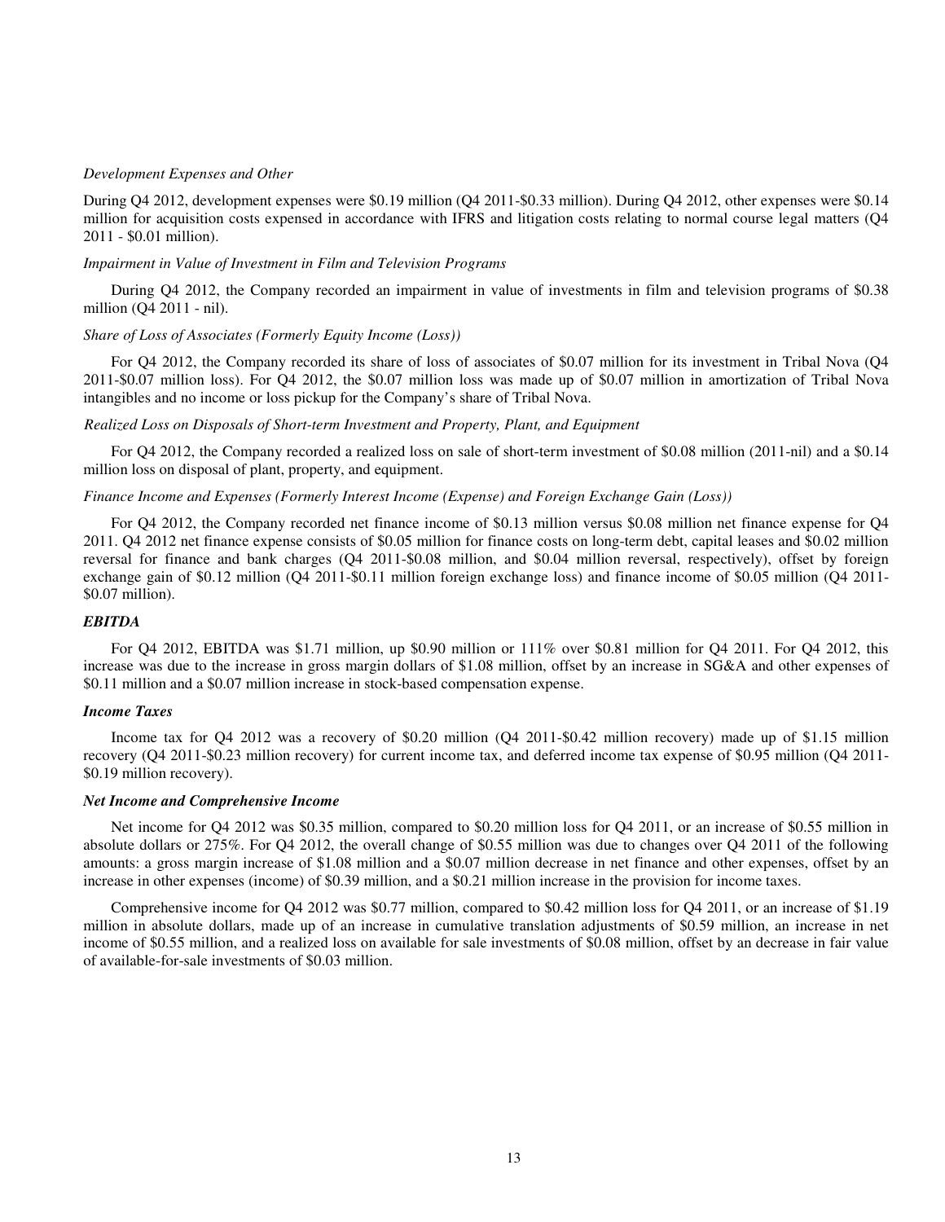*Development Expenses and Other*

During Q4 2012, development expenses were $0.19 million (Q4 2011-$0.33 million). During Q4 2012, other expenses were $0.14 million for acquisition costs expensed in accordance with IFRS and litigation costs relating to normal course legal matters (Q4 2011 - $0.01 million).

*Impairment in Value of Investment in Film and Television Programs*

During Q4 2012, the Company recorded an impairment in value of investments in film and television programs of $0.38 million (Q4 2011 - nil).

*Share of Loss of Associates (Formerly Equity Income (Loss))*

For Q4 2012, the Company recorded its share of loss of associates of $0.07 million for its investment in Tribal Nova (Q4 2011-$0.07 million loss). For Q4 2012, the $0.07 million loss was made up of $0.07 million in amortization of Tribal Nova intangibles and no income or loss pickup for the Company's share of Tribal Nova.

*Realized Loss on Disposals of Short-term Investment and Property, Plant, and Equipment*

For Q4 2012, the Company recorded a realized loss on sale of short-term investment of $0.08 million (2011-nil) and a $0.14 million loss on disposal of plant, property, and equipment.

*Finance Income and Expenses (Formerly Interest Income (Expense) and Foreign Exchange Gain (Loss))*

For Q4 2012, the Company recorded net finance income of $0.13 million versus $0.08 million net finance expense for Q4 2011. Q4 2012 net finance expense consists of $0.05 million for finance costs on long-term debt, capital leases and $0.02 million reversal for finance and bank charges (Q4 2011-$0.08 million, and $0.04 million reversal, respectively), offset by foreign exchange gain of $0.12 million (Q4 2011-$0.11 million foreign exchange loss) and finance income of $0.05 million (Q4 2011-$0.07 million).

***EBITDA***

For Q4 2012, EBITDA was $1.71 million, up $0.90 million or 111% over $0.81 million for Q4 2011. For Q4 2012, this increase was due to the increase in gross margin dollars of $1.08 million, offset by an increase in SG&A and other expenses of $0.11 million and a $0.07 million increase in stock-based compensation expense.

***Income Taxes***

Income tax for Q4 2012 was a recovery of $0.20 million (Q4 2011-$0.42 million recovery) made up of $1.15 million recovery (Q4 2011-$0.23 million recovery) for current income tax, and deferred income tax expense of $0.95 million (Q4 2011-$0.19 million recovery).

***Net Income and Comprehensive Income***

Net income for Q4 2012 was $0.35 million, compared to $0.20 million loss for Q4 2011, or an increase of $0.55 million in absolute dollars or 275%. For Q4 2012, the overall change of $0.55 million was due to changes over Q4 2011 of the following amounts: a gross margin increase of $1.08 million and a $0.07 million decrease in net finance and other expenses, offset by an increase in other expenses (income) of $0.39 million, and a $0.21 million increase in the provision for income taxes.

Comprehensive income for Q4 2012 was $0.77 million, compared to $0.42 million loss for Q4 2011, or an increase of $1.19 million in absolute dollars, made up of an increase in cumulative translation adjustments of $0.59 million, an increase in net income of $0.55 million, and a realized loss on available for sale investments of $0.08 million, offset by an decrease in fair value of available-for-sale investments of $0.03 million.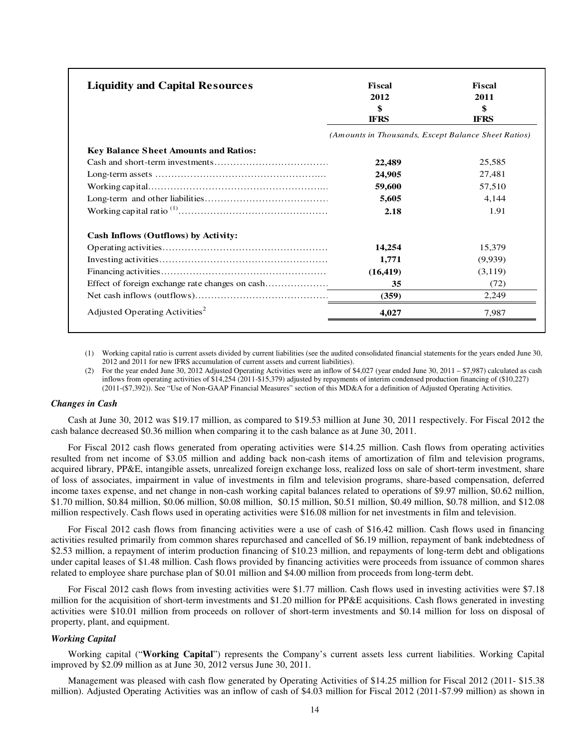| Liquidity and Capital Resources | Fiscal 2012 $ IFRS | Fiscal 2011 $ IFRS |
|---|---|---|
| | *(Amounts in Thousands, Except Balance Sheet Ratios)* | |
| **Key Balance Sheet Amounts and Ratios:** | | |
| Cash and short-term investments | **22,489** | 25,585 |
| Long-term assets | **24,905** | 27,481 |
| Working capital | **59,600** | 57,510 |
| Long-term and other liabilities | **5,605** | 4,144 |
| Working capital ratio (1) | **2.18** | 1.91 |
| **Cash Inflows (Outflows) by Activity:** | | |
| Operating activities | **14,254** | 15,379 |
| Investing activities | **1,771** | (9,939) |
| Financing activities | **(16,419)** | (3,119) |
| Effect of foreign exchange rate changes on cash | **35** | (72) |
| Net cash inflows (outflows) | **(359)** | 2,249 |
| Adjusted Operating Activities[2] | **4,027** | 7,987 |

(1) Working capital ratio is current assets divided by current liabilities (see the audited consolidated financial statements for the years ended June 30, 2012 and 2011 for new IFRS accumulation of current assets and current liabilities).

(2) For the year ended June 30, 2012 Adjusted Operating Activities were an inflow of $4,027 (year ended June 30, 2011 – $7,987) calculated as cash inflows from operating activities of $14,254 (2011-$15,379) adjusted by repayments of interim condensed production financing of ($10,227) (2011-($7,392)). See "Use of Non-GAAP Financial Measures" section of this MD&A for a definition of Adjusted Operating Activities.

***Changes in Cash***

Cash at June 30, 2012 was $19.17 million, as compared to $19.53 million at June 30, 2011 respectively. For Fiscal 2012 the cash balance decreased $0.36 million when comparing it to the cash balance as at June 30, 2011.

For Fiscal 2012 cash flows generated from operating activities were $14.25 million. Cash flows from operating activities resulted from net income of $3.05 million and adding back non-cash items of amortization of film and television programs, acquired library, PP&E, intangible assets, unrealized foreign exchange loss, realized loss on sale of short-term investment, share of loss of associates, impairment in value of investments in film and television programs, share-based compensation, deferred income taxes expense, and net change in non-cash working capital balances related to operations of $9.97 million, $0.62 million, $1.70 million, $0.84 million, $0.06 million, $0.08 million, $0.15 million, $0.51 million, $0.49 million, $0.78 million, and $12.08 million respectively. Cash flows used in operating activities were $16.08 million for net investments in film and television.

For Fiscal 2012 cash flows from financing activities were a use of cash of $16.42 million. Cash flows used in financing activities resulted primarily from common shares repurchased and cancelled of $6.19 million, repayment of bank indebtedness of $2.53 million, a repayment of interim production financing of $10.23 million, and repayments of long-term debt and obligations under capital leases of $1.48 million. Cash flows provided by financing activities were proceeds from issuance of common shares related to employee share purchase plan of $0.01 million and $4.00 million from proceeds from long-term debt.

For Fiscal 2012 cash flows from investing activities were $1.77 million. Cash flows used in investing activities were $7.18 million for the acquisition of short-term investments and $1.20 million for PP&E acquisitions. Cash flows generated in investing activities were $10.01 million from proceeds on rollover of short-term investments and $0.14 million for loss on disposal of property, plant, and equipment.

***Working Capital***

Working capital ("**Working Capital**") represents the Company's current assets less current liabilities. Working Capital improved by $2.09 million as at June 30, 2012 versus June 30, 2011.

Management was pleased with cash flow generated by Operating Activities of $14.25 million for Fiscal 2012 (2011- $15.38 million). Adjusted Operating Activities was an inflow of cash of $4.03 million for Fiscal 2012 (2011-$7.99 million) as shown in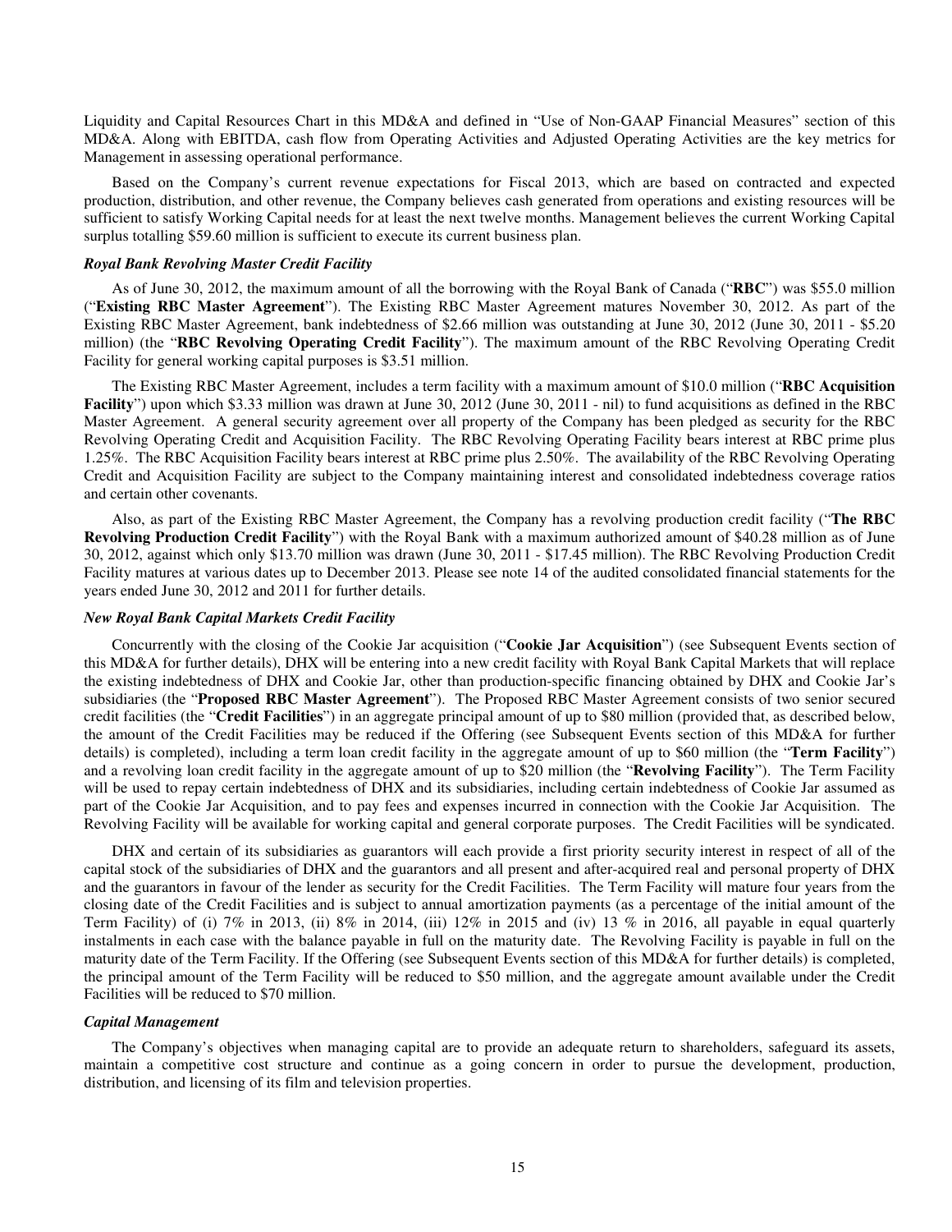Liquidity and Capital Resources Chart in this MD&A and defined in "Use of Non-GAAP Financial Measures" section of this MD&A. Along with EBITDA, cash flow from Operating Activities and Adjusted Operating Activities are the key metrics for Management in assessing operational performance.

Based on the Company's current revenue expectations for Fiscal 2013, which are based on contracted and expected production, distribution, and other revenue, the Company believes cash generated from operations and existing resources will be sufficient to satisfy Working Capital needs for at least the next twelve months. Management believes the current Working Capital surplus totalling $59.60 million is sufficient to execute its current business plan.

***Royal Bank Revolving Master Credit Facility***

As of June 30, 2012, the maximum amount of all the borrowing with the Royal Bank of Canada ("**RBC**") was $55.0 million ("**Existing RBC Master Agreement**"). The Existing RBC Master Agreement matures November 30, 2012. As part of the Existing RBC Master Agreement, bank indebtedness of $2.66 million was outstanding at June 30, 2012 (June 30, 2011 - $5.20 million) (the "**RBC Revolving Operating Credit Facility**"). The maximum amount of the RBC Revolving Operating Credit Facility for general working capital purposes is $3.51 million.

The Existing RBC Master Agreement, includes a term facility with a maximum amount of $10.0 million ("**RBC Acquisition Facility**") upon which $3.33 million was drawn at June 30, 2012 (June 30, 2011 - nil) to fund acquisitions as defined in the RBC Master Agreement. A general security agreement over all property of the Company has been pledged as security for the RBC Revolving Operating Credit and Acquisition Facility. The RBC Revolving Operating Facility bears interest at RBC prime plus 1.25%. The RBC Acquisition Facility bears interest at RBC prime plus 2.50%. The availability of the RBC Revolving Operating Credit and Acquisition Facility are subject to the Company maintaining interest and consolidated indebtedness coverage ratios and certain other covenants.

Also, as part of the Existing RBC Master Agreement, the Company has a revolving production credit facility ("**The RBC Revolving Production Credit Facility**") with the Royal Bank with a maximum authorized amount of $40.28 million as of June 30, 2012, against which only $13.70 million was drawn (June 30, 2011 - $17.45 million). The RBC Revolving Production Credit Facility matures at various dates up to December 2013. Please see note 14 of the audited consolidated financial statements for the years ended June 30, 2012 and 2011 for further details.

***New Royal Bank Capital Markets Credit Facility***

Concurrently with the closing of the Cookie Jar acquisition ("**Cookie Jar Acquisition**") (see Subsequent Events section of this MD&A for further details), DHX will be entering into a new credit facility with Royal Bank Capital Markets that will replace the existing indebtedness of DHX and Cookie Jar, other than production-specific financing obtained by DHX and Cookie Jar's subsidiaries (the "**Proposed RBC Master Agreement**"). The Proposed RBC Master Agreement consists of two senior secured credit facilities (the "**Credit Facilities**") in an aggregate principal amount of up to $80 million (provided that, as described below, the amount of the Credit Facilities may be reduced if the Offering (see Subsequent Events section of this MD&A for further details) is completed), including a term loan credit facility in the aggregate amount of up to $60 million (the "**Term Facility**") and a revolving loan credit facility in the aggregate amount of up to $20 million (the "**Revolving Facility**"). The Term Facility will be used to repay certain indebtedness of DHX and its subsidiaries, including certain indebtedness of Cookie Jar assumed as part of the Cookie Jar Acquisition, and to pay fees and expenses incurred in connection with the Cookie Jar Acquisition. The Revolving Facility will be available for working capital and general corporate purposes. The Credit Facilities will be syndicated.

DHX and certain of its subsidiaries as guarantors will each provide a first priority security interest in respect of all of the capital stock of the subsidiaries of DHX and the guarantors and all present and after-acquired real and personal property of DHX and the guarantors in favour of the lender as security for the Credit Facilities. The Term Facility will mature four years from the closing date of the Credit Facilities and is subject to annual amortization payments (as a percentage of the initial amount of the Term Facility) of (i) 7% in 2013, (ii) 8% in 2014, (iii) 12% in 2015 and (iv) 13 % in 2016, all payable in equal quarterly instalments in each case with the balance payable in full on the maturity date. The Revolving Facility is payable in full on the maturity date of the Term Facility. If the Offering (see Subsequent Events section of this MD&A for further details) is completed, the principal amount of the Term Facility will be reduced to $50 million, and the aggregate amount available under the Credit Facilities will be reduced to $70 million.

***Capital Management***

The Company's objectives when managing capital are to provide an adequate return to shareholders, safeguard its assets, maintain a competitive cost structure and continue as a going concern in order to pursue the development, production, distribution, and licensing of its film and television properties.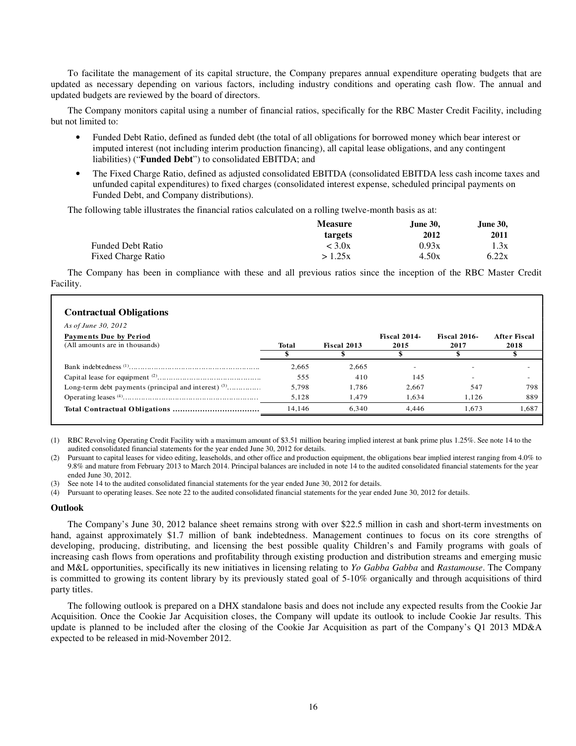To facilitate the management of its capital structure, the Company prepares annual expenditure operating budgets that are updated as necessary depending on various factors, including industry conditions and operating cash flow. The annual and updated budgets are reviewed by the board of directors.

The Company monitors capital using a number of financial ratios, specifically for the RBC Master Credit Facility, including but not limited to:

- Funded Debt Ratio, defined as funded debt (the total of all obligations for borrowed money which bear interest or imputed interest (not including interim production financing), all capital lease obligations, and any contingent liabilities) ("**Funded Debt**") to consolidated EBITDA; and
- The Fixed Charge Ratio, defined as adjusted consolidated EBITDA (consolidated EBITDA less cash income taxes and unfunded capital expenditures) to fixed charges (consolidated interest expense, scheduled principal payments on Funded Debt, and Company distributions).

The following table illustrates the financial ratios calculated on a rolling twelve-month basis as at:

| | Measure targets | June 30, 2012 | June 30, 2011 |
|---|---|---|---|
| Funded Debt Ratio | < 3.0x | 0.93x | 1.3x |
| Fixed Charge Ratio | > 1.25x | 4.50x | 6.22x |

The Company has been in compliance with these and all previous ratios since the inception of the RBC Master Credit Facility.

### Contractual Obligations

*As of June 30, 2012*

| Payments Due by Period (All amounts are in thousands) | Total | Fiscal 2013 | Fiscal 2014-2015 | Fiscal 2016-2017 | After Fiscal 2018 |
|---|---|---|---|---|---|
| | $ | $ | $ | $ | $ |
| Bank indebtedness [1] | 2,665 | 2,665 | - | - | - |
| Capital lease for equipment [2] | 555 | 410 | 145 | - | - |
| Long-term debt payments (principal and interest) [3] | 5,798 | 1,786 | 2,667 | 547 | 798 |
| Operating leases [4] | 5,128 | 1,479 | 1,634 | 1,126 | 889 |
| **Total Contractual Obligations** | 14,146 | 6,340 | 4,446 | 1,673 | 1,687 |

(1) RBC Revolving Operating Credit Facility with a maximum amount of $3.51 million bearing implied interest at bank prime plus 1.25%. See note 14 to the audited consolidated financial statements for the year ended June 30, 2012 for details.

(2) Pursuant to capital leases for video editing, leaseholds, and other office and production equipment, the obligations bear implied interest ranging from 4.0% to 9.8% and mature from February 2013 to March 2014. Principal balances are included in note 14 to the audited consolidated financial statements for the year ended June 30, 2012.

(3) See note 14 to the audited consolidated financial statements for the year ended June 30, 2012 for details.

(4) Pursuant to operating leases. See note 22 to the audited consolidated financial statements for the year ended June 30, 2012 for details.

### Outlook

The Company's June 30, 2012 balance sheet remains strong with over $22.5 million in cash and short-term investments on hand, against approximately $1.7 million of bank indebtedness. Management continues to focus on its core strengths of developing, producing, distributing, and licensing the best possible quality Children's and Family programs with goals of increasing cash flows from operations and profitability through existing production and distribution streams and emerging music and M&L opportunities, specifically its new initiatives in licensing relating to *Yo Gabba Gabba* and *Rastamouse*. The Company is committed to growing its content library by its previously stated goal of 5-10% organically and through acquisitions of third party titles.

The following outlook is prepared on a DHX standalone basis and does not include any expected results from the Cookie Jar Acquisition. Once the Cookie Jar Acquisition closes, the Company will update its outlook to include Cookie Jar results. This update is planned to be included after the closing of the Cookie Jar Acquisition as part of the Company's Q1 2013 MD&A expected to be released in mid-November 2012.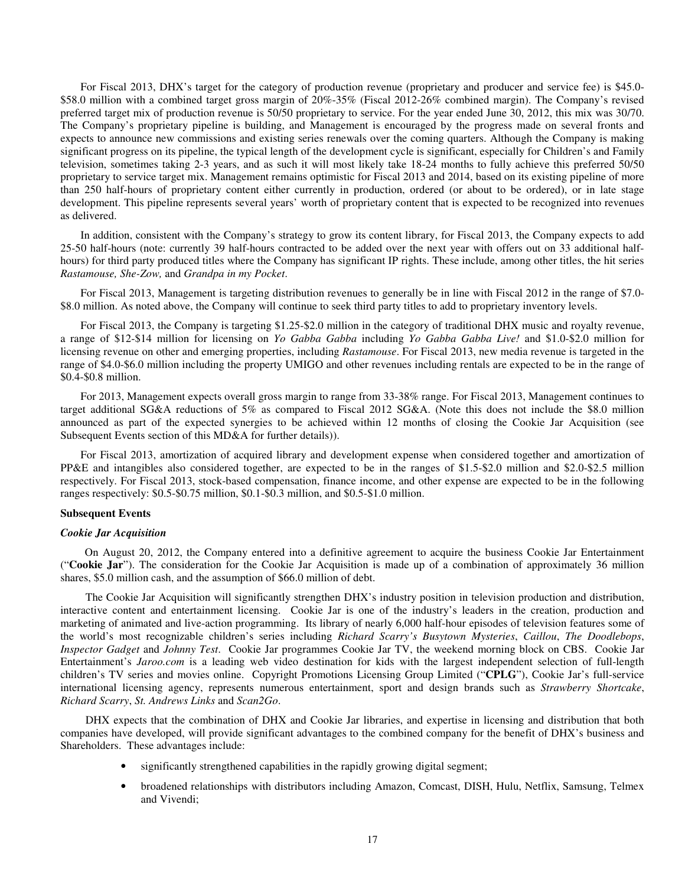For Fiscal 2013, DHX's target for the category of production revenue (proprietary and producer and service fee) is $45.0-$58.0 million with a combined target gross margin of 20%-35% (Fiscal 2012-26% combined margin). The Company's revised preferred target mix of production revenue is 50/50 proprietary to service. For the year ended June 30, 2012, this mix was 30/70. The Company's proprietary pipeline is building, and Management is encouraged by the progress made on several fronts and expects to announce new commissions and existing series renewals over the coming quarters. Although the Company is making significant progress on its pipeline, the typical length of the development cycle is significant, especially for Children's and Family television, sometimes taking 2-3 years, and as such it will most likely take 18-24 months to fully achieve this preferred 50/50 proprietary to service target mix. Management remains optimistic for Fiscal 2013 and 2014, based on its existing pipeline of more than 250 half-hours of proprietary content either currently in production, ordered (or about to be ordered), or in late stage development. This pipeline represents several years' worth of proprietary content that is expected to be recognized into revenues as delivered.

In addition, consistent with the Company's strategy to grow its content library, for Fiscal 2013, the Company expects to add 25-50 half-hours (note: currently 39 half-hours contracted to be added over the next year with offers out on 33 additional half-hours) for third party produced titles where the Company has significant IP rights. These include, among other titles, the hit series *Rastamouse, She-Zow,* and *Grandpa in my Pocket*.

For Fiscal 2013, Management is targeting distribution revenues to generally be in line with Fiscal 2012 in the range of $7.0-$8.0 million. As noted above, the Company will continue to seek third party titles to add to proprietary inventory levels.

For Fiscal 2013, the Company is targeting $1.25-$2.0 million in the category of traditional DHX music and royalty revenue, a range of $12-$14 million for licensing on *Yo Gabba Gabba* including *Yo Gabba Gabba Live!* and $1.0-$2.0 million for licensing revenue on other and emerging properties, including *Rastamouse*. For Fiscal 2013, new media revenue is targeted in the range of $4.0-$6.0 million including the property UMIGO and other revenues including rentals are expected to be in the range of $0.4-$0.8 million.

For 2013, Management expects overall gross margin to range from 33-38% range. For Fiscal 2013, Management continues to target additional SG&A reductions of 5% as compared to Fiscal 2012 SG&A. (Note this does not include the $8.0 million announced as part of the expected synergies to be achieved within 12 months of closing the Cookie Jar Acquisition (see Subsequent Events section of this MD&A for further details)).

For Fiscal 2013, amortization of acquired library and development expense when considered together and amortization of PP&E and intangibles also considered together, are expected to be in the ranges of $1.5-$2.0 million and $2.0-$2.5 million respectively. For Fiscal 2013, stock-based compensation, finance income, and other expense are expected to be in the following ranges respectively: $0.5-$0.75 million, $0.1-$0.3 million, and $0.5-$1.0 million.

**Subsequent Events**

***Cookie Jar Acquisition***

On August 20, 2012, the Company entered into a definitive agreement to acquire the business Cookie Jar Entertainment ("**Cookie Jar**"). The consideration for the Cookie Jar Acquisition is made up of a combination of approximately 36 million shares, $5.0 million cash, and the assumption of $66.0 million of debt.

The Cookie Jar Acquisition will significantly strengthen DHX's industry position in television production and distribution, interactive content and entertainment licensing. Cookie Jar is one of the industry's leaders in the creation, production and marketing of animated and live-action programming. Its library of nearly 6,000 half-hour episodes of television features some of the world's most recognizable children's series including *Richard Scarry's Busytown Mysteries*, *Caillou*, *The Doodlebops*, *Inspector Gadget* and *Johnny Test*. Cookie Jar programmes Cookie Jar TV, the weekend morning block on CBS. Cookie Jar Entertainment's *Jaroo.com* is a leading web video destination for kids with the largest independent selection of full-length children's TV series and movies online. Copyright Promotions Licensing Group Limited ("**CPLG**"), Cookie Jar's full-service international licensing agency, represents numerous entertainment, sport and design brands such as *Strawberry Shortcake*, *Richard Scarry*, *St. Andrews Links* and *Scan2Go*.

DHX expects that the combination of DHX and Cookie Jar libraries, and expertise in licensing and distribution that both companies have developed, will provide significant advantages to the combined company for the benefit of DHX's business and Shareholders. These advantages include:

- significantly strengthened capabilities in the rapidly growing digital segment;
- broadened relationships with distributors including Amazon, Comcast, DISH, Hulu, Netflix, Samsung, Telmex and Vivendi;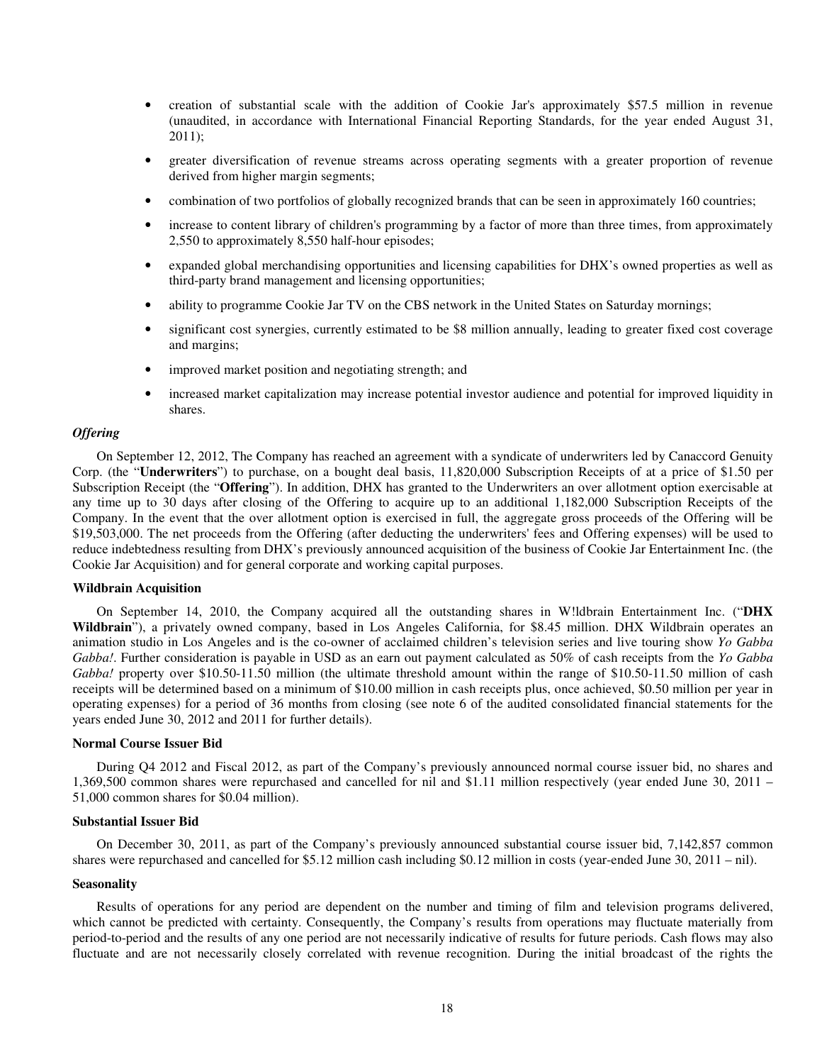- creation of substantial scale with the addition of Cookie Jar's approximately $57.5 million in revenue (unaudited, in accordance with International Financial Reporting Standards, for the year ended August 31, 2011);
- greater diversification of revenue streams across operating segments with a greater proportion of revenue derived from higher margin segments;
- combination of two portfolios of globally recognized brands that can be seen in approximately 160 countries;
- increase to content library of children's programming by a factor of more than three times, from approximately 2,550 to approximately 8,550 half-hour episodes;
- expanded global merchandising opportunities and licensing capabilities for DHX's owned properties as well as third-party brand management and licensing opportunities;
- ability to programme Cookie Jar TV on the CBS network in the United States on Saturday mornings;
- significant cost synergies, currently estimated to be $8 million annually, leading to greater fixed cost coverage and margins;
- improved market position and negotiating strength; and
- increased market capitalization may increase potential investor audience and potential for improved liquidity in shares.

***Offering***

On September 12, 2012, The Company has reached an agreement with a syndicate of underwriters led by Canaccord Genuity Corp. (the "**Underwriters**") to purchase, on a bought deal basis, 11,820,000 Subscription Receipts of at a price of $1.50 per Subscription Receipt (the "**Offering**"). In addition, DHX has granted to the Underwriters an over allotment option exercisable at any time up to 30 days after closing of the Offering to acquire up to an additional 1,182,000 Subscription Receipts of the Company. In the event that the over allotment option is exercised in full, the aggregate gross proceeds of the Offering will be $19,503,000. The net proceeds from the Offering (after deducting the underwriters' fees and Offering expenses) will be used to reduce indebtedness resulting from DHX's previously announced acquisition of the business of Cookie Jar Entertainment Inc. (the Cookie Jar Acquisition) and for general corporate and working capital purposes.

**Wildbrain Acquisition**

On September 14, 2010, the Company acquired all the outstanding shares in W!ldbrain Entertainment Inc. ("**DHX Wildbrain**"), a privately owned company, based in Los Angeles California, for $8.45 million. DHX Wildbrain operates an animation studio in Los Angeles and is the co-owner of acclaimed children's television series and live touring show *Yo Gabba Gabba!*. Further consideration is payable in USD as an earn out payment calculated as 50% of cash receipts from the *Yo Gabba Gabba!* property over $10.50-11.50 million (the ultimate threshold amount within the range of $10.50-11.50 million of cash receipts will be determined based on a minimum of $10.00 million in cash receipts plus, once achieved, $0.50 million per year in operating expenses) for a period of 36 months from closing (see note 6 of the audited consolidated financial statements for the years ended June 30, 2012 and 2011 for further details).

**Normal Course Issuer Bid**

During Q4 2012 and Fiscal 2012, as part of the Company's previously announced normal course issuer bid, no shares and 1,369,500 common shares were repurchased and cancelled for nil and $1.11 million respectively (year ended June 30, 2011 – 51,000 common shares for $0.04 million).

**Substantial Issuer Bid**

On December 30, 2011, as part of the Company's previously announced substantial course issuer bid, 7,142,857 common shares were repurchased and cancelled for $5.12 million cash including $0.12 million in costs (year-ended June 30, 2011 – nil).

**Seasonality**

Results of operations for any period are dependent on the number and timing of film and television programs delivered, which cannot be predicted with certainty. Consequently, the Company's results from operations may fluctuate materially from period-to-period and the results of any one period are not necessarily indicative of results for future periods. Cash flows may also fluctuate and are not necessarily closely correlated with revenue recognition. During the initial broadcast of the rights the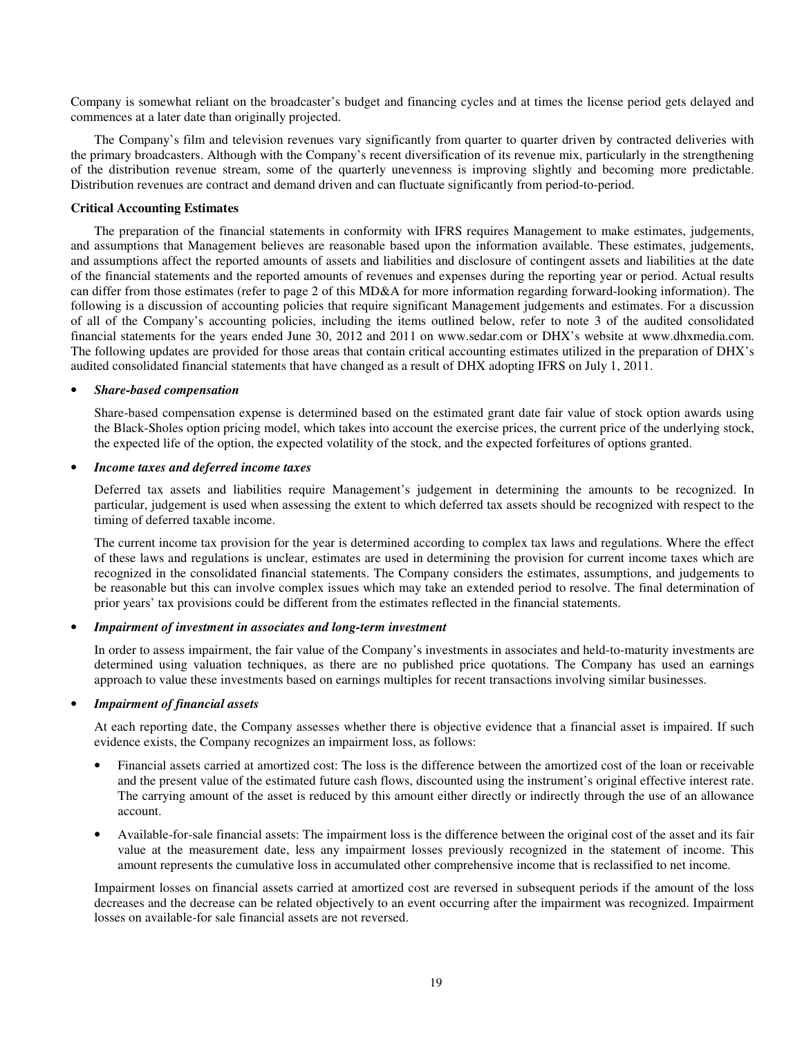Company is somewhat reliant on the broadcaster's budget and financing cycles and at times the license period gets delayed and commences at a later date than originally projected.

The Company's film and television revenues vary significantly from quarter to quarter driven by contracted deliveries with the primary broadcasters. Although with the Company's recent diversification of its revenue mix, particularly in the strengthening of the distribution revenue stream, some of the quarterly unevenness is improving slightly and becoming more predictable. Distribution revenues are contract and demand driven and can fluctuate significantly from period-to-period.

**Critical Accounting Estimates**

The preparation of the financial statements in conformity with IFRS requires Management to make estimates, judgements, and assumptions that Management believes are reasonable based upon the information available. These estimates, judgements, and assumptions affect the reported amounts of assets and liabilities and disclosure of contingent assets and liabilities at the date of the financial statements and the reported amounts of revenues and expenses during the reporting year or period. Actual results can differ from those estimates (refer to page 2 of this MD&A for more information regarding forward-looking information). The following is a discussion of accounting policies that require significant Management judgements and estimates. For a discussion of all of the Company's accounting policies, including the items outlined below, refer to note 3 of the audited consolidated financial statements for the years ended June 30, 2012 and 2011 on www.sedar.com or DHX's website at www.dhxmedia.com. The following updates are provided for those areas that contain critical accounting estimates utilized in the preparation of DHX's audited consolidated financial statements that have changed as a result of DHX adopting IFRS on July 1, 2011.

- ***Share-based compensation***

  Share-based compensation expense is determined based on the estimated grant date fair value of stock option awards using the Black-Sholes option pricing model, which takes into account the exercise prices, the current price of the underlying stock, the expected life of the option, the expected volatility of the stock, and the expected forfeitures of options granted.

- ***Income taxes and deferred income taxes***

  Deferred tax assets and liabilities require Management's judgement in determining the amounts to be recognized. In particular, judgement is used when assessing the extent to which deferred tax assets should be recognized with respect to the timing of deferred taxable income.

  The current income tax provision for the year is determined according to complex tax laws and regulations. Where the effect of these laws and regulations is unclear, estimates are used in determining the provision for current income taxes which are recognized in the consolidated financial statements. The Company considers the estimates, assumptions, and judgements to be reasonable but this can involve complex issues which may take an extended period to resolve. The final determination of prior years' tax provisions could be different from the estimates reflected in the financial statements.

- ***Impairment of investment in associates and long-term investment***

  In order to assess impairment, the fair value of the Company's investments in associates and held-to-maturity investments are determined using valuation techniques, as there are no published price quotations. The Company has used an earnings approach to value these investments based on earnings multiples for recent transactions involving similar businesses.

- ***Impairment of financial assets***

  At each reporting date, the Company assesses whether there is objective evidence that a financial asset is impaired. If such evidence exists, the Company recognizes an impairment loss, as follows:

  - Financial assets carried at amortized cost: The loss is the difference between the amortized cost of the loan or receivable and the present value of the estimated future cash flows, discounted using the instrument's original effective interest rate. The carrying amount of the asset is reduced by this amount either directly or indirectly through the use of an allowance account.

  - Available-for-sale financial assets: The impairment loss is the difference between the original cost of the asset and its fair value at the measurement date, less any impairment losses previously recognized in the statement of income. This amount represents the cumulative loss in accumulated other comprehensive income that is reclassified to net income.

  Impairment losses on financial assets carried at amortized cost are reversed in subsequent periods if the amount of the loss decreases and the decrease can be related objectively to an event occurring after the impairment was recognized. Impairment losses on available-for sale financial assets are not reversed.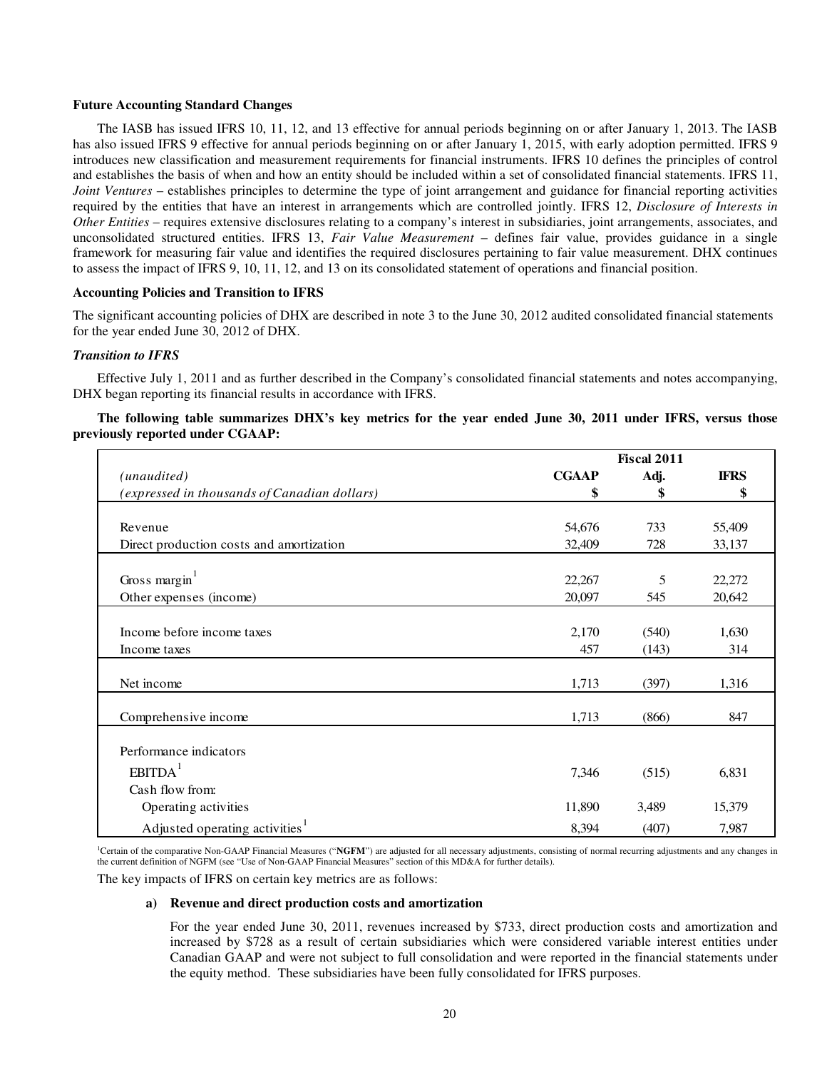**Future Accounting Standard Changes**

The IASB has issued IFRS 10, 11, 12, and 13 effective for annual periods beginning on or after January 1, 2013. The IASB has also issued IFRS 9 effective for annual periods beginning on or after January 1, 2015, with early adoption permitted. IFRS 9 introduces new classification and measurement requirements for financial instruments. IFRS 10 defines the principles of control and establishes the basis of when and how an entity should be included within a set of consolidated financial statements. IFRS 11, *Joint Ventures* – establishes principles to determine the type of joint arrangement and guidance for financial reporting activities required by the entities that have an interest in arrangements which are controlled jointly. IFRS 12, *Disclosure of Interests in Other Entities* – requires extensive disclosures relating to a company's interest in subsidiaries, joint arrangements, associates, and unconsolidated structured entities. IFRS 13, *Fair Value Measurement* – defines fair value, provides guidance in a single framework for measuring fair value and identifies the required disclosures pertaining to fair value measurement. DHX continues to assess the impact of IFRS 9, 10, 11, 12, and 13 on its consolidated statement of operations and financial position.

**Accounting Policies and Transition to IFRS**

The significant accounting policies of DHX are described in note 3 to the June 30, 2012 audited consolidated financial statements for the year ended June 30, 2012 of DHX.

***Transition to IFRS***

Effective July 1, 2011 and as further described in the Company's consolidated financial statements and notes accompanying, DHX began reporting its financial results in accordance with IFRS.

**The following table summarizes DHX's key metrics for the year ended June 30, 2011 under IFRS, versus those previously reported under CGAAP:**

| | Fiscal 2011 | | |
|---|---|---|---|
| *(unaudited)* | **CGAAP** | **Adj.** | **IFRS** |
| *(expressed in thousands of Canadian dollars)* | **$** | **$** | **$** |
| Revenue | 54,676 | 733 | 55,409 |
| Direct production costs and amortization | 32,409 | 728 | 33,137 |
| Gross margin[1] | 22,267 | 5 | 22,272 |
| Other expenses (income) | 20,097 | 545 | 20,642 |
| Income before income taxes | 2,170 | (540) | 1,630 |
| Income taxes | 457 | (143) | 314 |
| Net income | 1,713 | (397) | 1,316 |
| Comprehensive income | 1,713 | (866) | 847 |
| Performance indicators | | | |
| EBITDA[1] | 7,346 | (515) | 6,831 |
| Cash flow from: | | | |
| Operating activities | 11,890 | 3,489 | 15,379 |
| Adjusted operating activities[1] | 8,394 | (407) | 7,987 |

[1]Certain of the comparative Non-GAAP Financial Measures ("**NGFM**") are adjusted for all necessary adjustments, consisting of normal recurring adjustments and any changes in the current definition of NGFM (see "Use of Non-GAAP Financial Measures" section of this MD&A for further details).

The key impacts of IFRS on certain key metrics are as follows:

**a) Revenue and direct production costs and amortization**

For the year ended June 30, 2011, revenues increased by $733, direct production costs and amortization and increased by $728 as a result of certain subsidiaries which were considered variable interest entities under Canadian GAAP and were not subject to full consolidation and were reported in the financial statements under the equity method. These subsidiaries have been fully consolidated for IFRS purposes.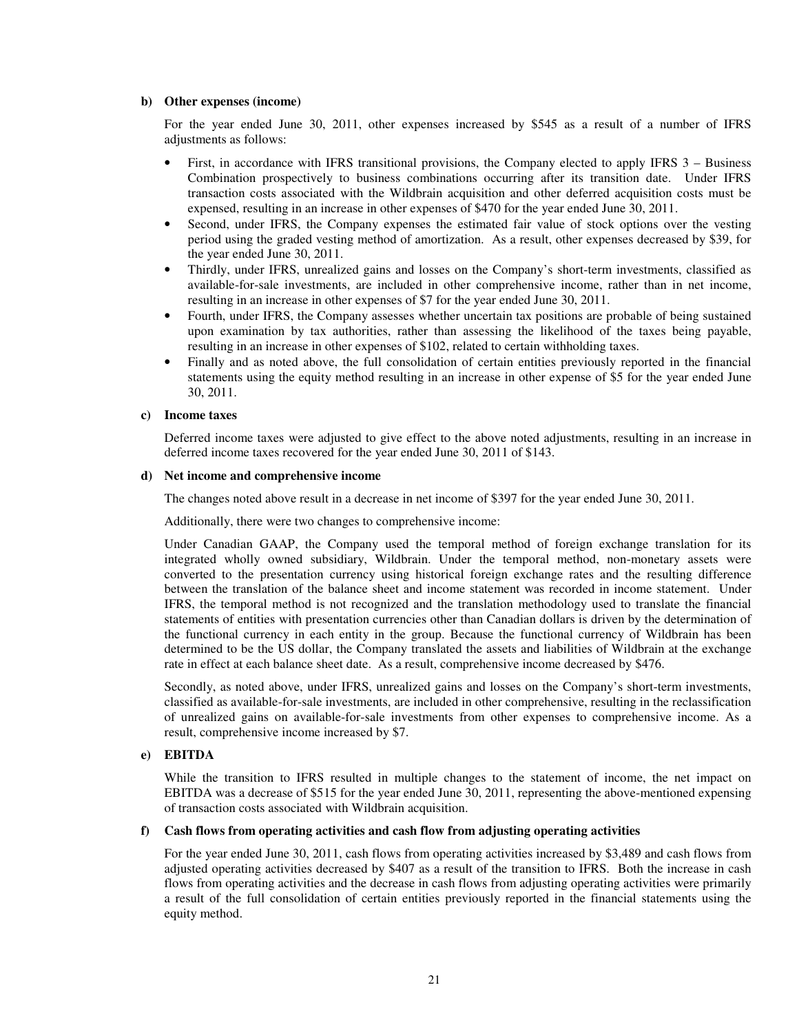**b) Other expenses (income)**

For the year ended June 30, 2011, other expenses increased by $545 as a result of a number of IFRS adjustments as follows:

- First, in accordance with IFRS transitional provisions, the Company elected to apply IFRS 3 – Business Combination prospectively to business combinations occurring after its transition date. Under IFRS transaction costs associated with the Wildbrain acquisition and other deferred acquisition costs must be expensed, resulting in an increase in other expenses of $470 for the year ended June 30, 2011.
- Second, under IFRS, the Company expenses the estimated fair value of stock options over the vesting period using the graded vesting method of amortization. As a result, other expenses decreased by $39, for the year ended June 30, 2011.
- Thirdly, under IFRS, unrealized gains and losses on the Company's short-term investments, classified as available-for-sale investments, are included in other comprehensive income, rather than in net income, resulting in an increase in other expenses of $7 for the year ended June 30, 2011.
- Fourth, under IFRS, the Company assesses whether uncertain tax positions are probable of being sustained upon examination by tax authorities, rather than assessing the likelihood of the taxes being payable, resulting in an increase in other expenses of $102, related to certain withholding taxes.
- Finally and as noted above, the full consolidation of certain entities previously reported in the financial statements using the equity method resulting in an increase in other expense of $5 for the year ended June 30, 2011.

**c) Income taxes**

Deferred income taxes were adjusted to give effect to the above noted adjustments, resulting in an increase in deferred income taxes recovered for the year ended June 30, 2011 of $143.

**d) Net income and comprehensive income**

The changes noted above result in a decrease in net income of $397 for the year ended June 30, 2011.

Additionally, there were two changes to comprehensive income:

Under Canadian GAAP, the Company used the temporal method of foreign exchange translation for its integrated wholly owned subsidiary, Wildbrain. Under the temporal method, non-monetary assets were converted to the presentation currency using historical foreign exchange rates and the resulting difference between the translation of the balance sheet and income statement was recorded in income statement. Under IFRS, the temporal method is not recognized and the translation methodology used to translate the financial statements of entities with presentation currencies other than Canadian dollars is driven by the determination of the functional currency in each entity in the group. Because the functional currency of Wildbrain has been determined to be the US dollar, the Company translated the assets and liabilities of Wildbrain at the exchange rate in effect at each balance sheet date. As a result, comprehensive income decreased by $476.

Secondly, as noted above, under IFRS, unrealized gains and losses on the Company's short-term investments, classified as available-for-sale investments, are included in other comprehensive, resulting in the reclassification of unrealized gains on available-for-sale investments from other expenses to comprehensive income. As a result, comprehensive income increased by $7.

**e) EBITDA**

While the transition to IFRS resulted in multiple changes to the statement of income, the net impact on EBITDA was a decrease of $515 for the year ended June 30, 2011, representing the above-mentioned expensing of transaction costs associated with Wildbrain acquisition.

**f) Cash flows from operating activities and cash flow from adjusting operating activities**

For the year ended June 30, 2011, cash flows from operating activities increased by $3,489 and cash flows from adjusted operating activities decreased by $407 as a result of the transition to IFRS. Both the increase in cash flows from operating activities and the decrease in cash flows from adjusting operating activities were primarily a result of the full consolidation of certain entities previously reported in the financial statements using the equity method.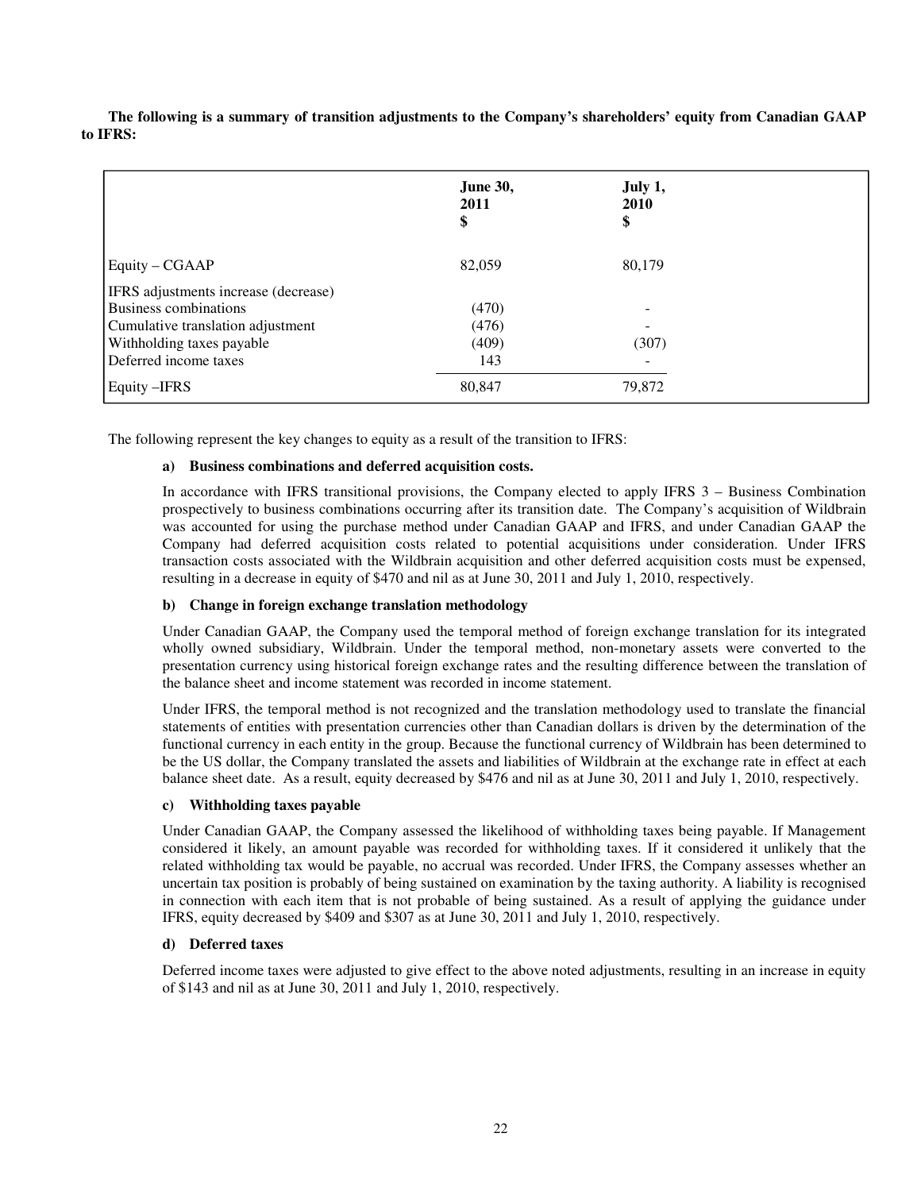**The following is a summary of transition adjustments to the Company's shareholders' equity from Canadian GAAP to IFRS:**

| | **June 30, 2011 $** | **July 1, 2010 $** |
|---|---|---|
| Equity – CGAAP | 82,059 | 80,179 |
| IFRS adjustments increase (decrease) | | |
| Business combinations | (470) | - |
| Cumulative translation adjustment | (476) | - |
| Withholding taxes payable | (409) | (307) |
| Deferred income taxes | 143 | - |
| Equity –IFRS | 80,847 | 79,872 |

The following represent the key changes to equity as a result of the transition to IFRS:

**a) Business combinations and deferred acquisition costs.**

In accordance with IFRS transitional provisions, the Company elected to apply IFRS 3 – Business Combination prospectively to business combinations occurring after its transition date. The Company's acquisition of Wildbrain was accounted for using the purchase method under Canadian GAAP and IFRS, and under Canadian GAAP the Company had deferred acquisition costs related to potential acquisitions under consideration. Under IFRS transaction costs associated with the Wildbrain acquisition and other deferred acquisition costs must be expensed, resulting in a decrease in equity of $470 and nil as at June 30, 2011 and July 1, 2010, respectively.

**b) Change in foreign exchange translation methodology**

Under Canadian GAAP, the Company used the temporal method of foreign exchange translation for its integrated wholly owned subsidiary, Wildbrain. Under the temporal method, non-monetary assets were converted to the presentation currency using historical foreign exchange rates and the resulting difference between the translation of the balance sheet and income statement was recorded in income statement.

Under IFRS, the temporal method is not recognized and the translation methodology used to translate the financial statements of entities with presentation currencies other than Canadian dollars is driven by the determination of the functional currency in each entity in the group. Because the functional currency of Wildbrain has been determined to be the US dollar, the Company translated the assets and liabilities of Wildbrain at the exchange rate in effect at each balance sheet date. As a result, equity decreased by $476 and nil as at June 30, 2011 and July 1, 2010, respectively.

**c) Withholding taxes payable**

Under Canadian GAAP, the Company assessed the likelihood of withholding taxes being payable. If Management considered it likely, an amount payable was recorded for withholding taxes. If it considered it unlikely that the related withholding tax would be payable, no accrual was recorded. Under IFRS, the Company assesses whether an uncertain tax position is probably of being sustained on examination by the taxing authority. A liability is recognised in connection with each item that is not probable of being sustained. As a result of applying the guidance under IFRS, equity decreased by $409 and $307 as at June 30, 2011 and July 1, 2010, respectively.

**d) Deferred taxes**

Deferred income taxes were adjusted to give effect to the above noted adjustments, resulting in an increase in equity of $143 and nil as at June 30, 2011 and July 1, 2010, respectively.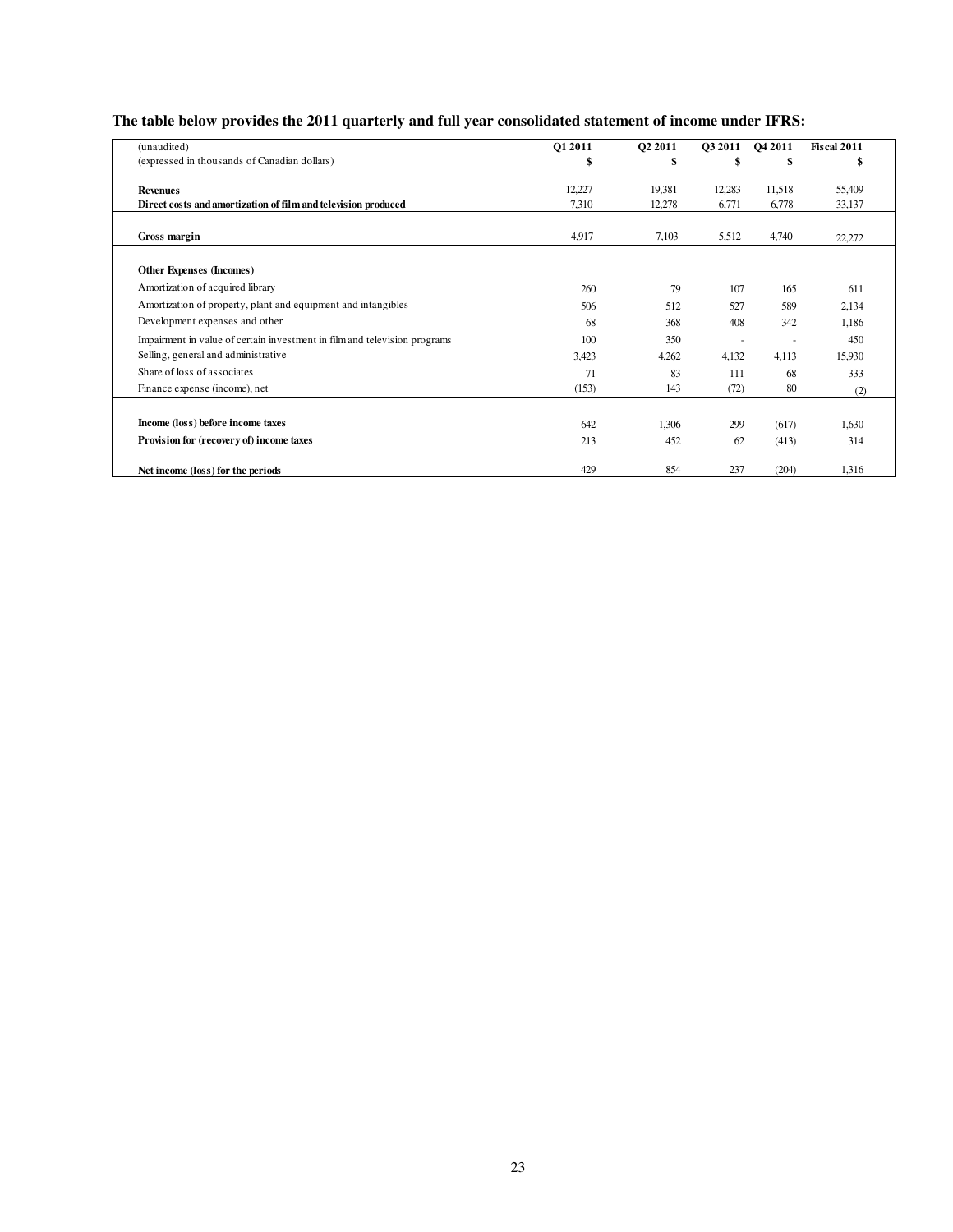**The table below provides the 2011 quarterly and full year consolidated statement of income under IFRS:**

| (unaudited)<br>(expressed in thousands of Canadian dollars) | Q1 2011<br>$ | Q2 2011<br>$ | Q3 2011<br>$ | Q4 2011<br>$ | Fiscal 2011<br>$ |
|---|---|---|---|---|---|
| **Revenues** | 12,227 | 19,381 | 12,283 | 11,518 | 55,409 |
| **Direct costs and amortization of film and television produced** | 7,310 | 12,278 | 6,771 | 6,778 | 33,137 |
| **Gross margin** | 4,917 | 7,103 | 5,512 | 4,740 | 22,272 |
| **Other Expenses (Incomes)** | | | | | |
| Amortization of acquired library | 260 | 79 | 107 | 165 | 611 |
| Amortization of property, plant and equipment and intangibles | 506 | 512 | 527 | 589 | 2,134 |
| Development expenses and other | 68 | 368 | 408 | 342 | 1,186 |
| Impairment in value of certain investment in film and television programs | 100 | 350 | - | - | 450 |
| Selling, general and administrative | 3,423 | 4,262 | 4,132 | 4,113 | 15,930 |
| Share of loss of associates | 71 | 83 | 111 | 68 | 333 |
| Finance expense (income), net | (153) | 143 | (72) | 80 | (2) |
| **Income (loss) before income taxes** | 642 | 1,306 | 299 | (617) | 1,630 |
| **Provision for (recovery of) income taxes** | 213 | 452 | 62 | (413) | 314 |
| **Net income (loss) for the periods** | 429 | 854 | 237 | (204) | 1,316 |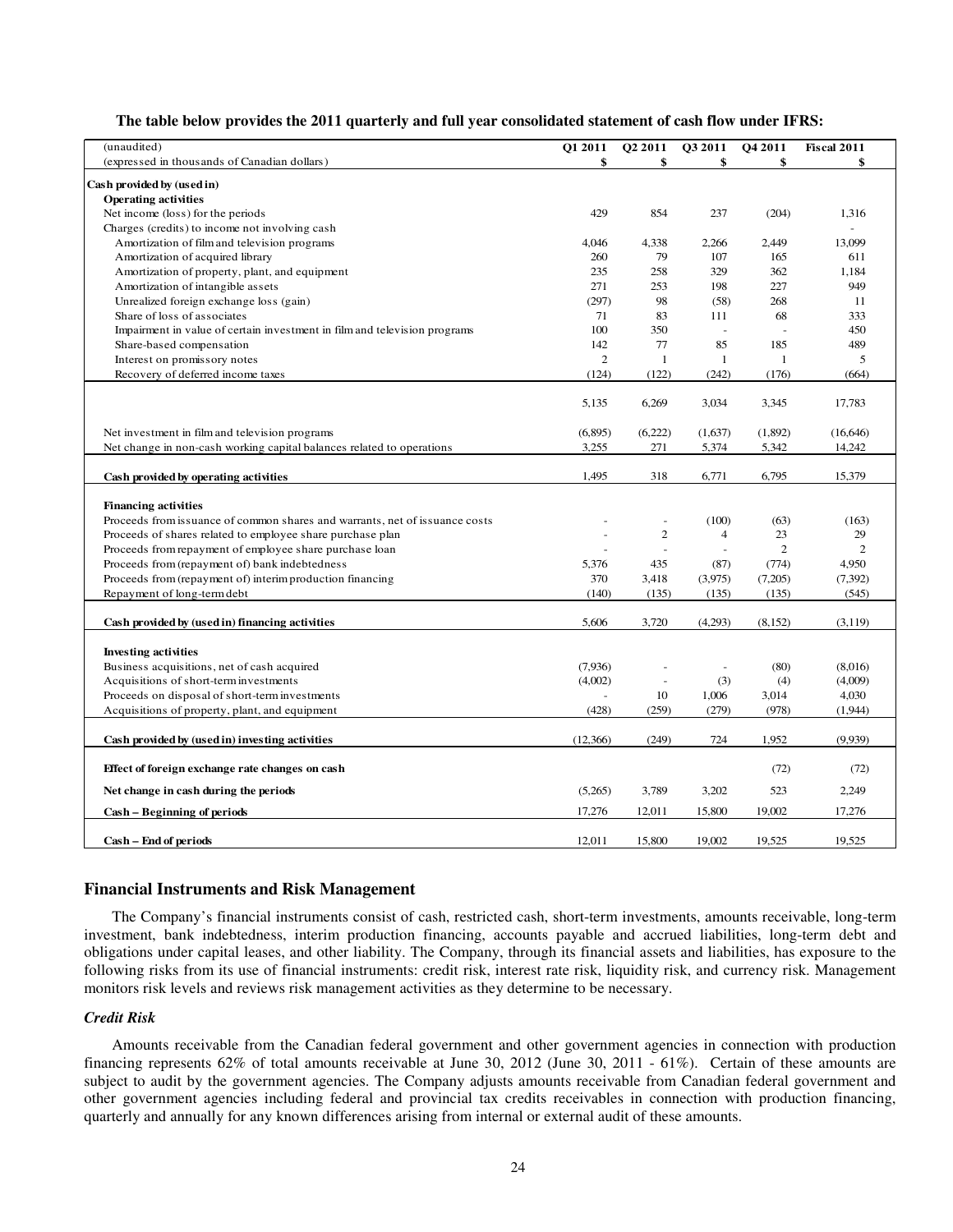**The table below provides the 2011 quarterly and full year consolidated statement of cash flow under IFRS:**

| (unaudited)<br>(expressed in thousands of Canadian dollars) | Q1 2011<br>\$ | Q2 2011<br>\$ | Q3 2011<br>\$ | Q4 2011<br>\$ | Fiscal 2011<br>\$ |
|---|---|---|---|---|---|
| **Cash provided by (used in)** | | | | | |
| **Operating activities** | | | | | |
| Net income (loss) for the periods | 429 | 854 | 237 | (204) | 1,316 |
| Charges (credits) to income not involving cash | | | | | - |
| Amortization of film and television programs | 4,046 | 4,338 | 2,266 | 2,449 | 13,099 |
| Amortization of acquired library | 260 | 79 | 107 | 165 | 611 |
| Amortization of property, plant, and equipment | 235 | 258 | 329 | 362 | 1,184 |
| Amortization of intangible assets | 271 | 253 | 198 | 227 | 949 |
| Unrealized foreign exchange loss (gain) | (297) | 98 | (58) | 268 | 11 |
| Share of loss of associates | 71 | 83 | 111 | 68 | 333 |
| Impairment in value of certain investment in film and television programs | 100 | 350 | - | - | 450 |
| Share-based compensation | 142 | 77 | 85 | 185 | 489 |
| Interest on promissory notes | 2 | 1 | 1 | 1 | 5 |
| Recovery of deferred income taxes | (124) | (122) | (242) | (176) | (664) |
| | 5,135 | 6,269 | 3,034 | 3,345 | 17,783 |
| Net investment in film and television programs | (6,895) | (6,222) | (1,637) | (1,892) | (16,646) |
| Net change in non-cash working capital balances related to operations | 3,255 | 271 | 5,374 | 5,342 | 14,242 |
| **Cash provided by operating activities** | 1,495 | 318 | 6,771 | 6,795 | 15,379 |
| **Financing activities** | | | | | |
| Proceeds from issuance of common shares and warrants, net of issuance costs | - | - | (100) | (63) | (163) |
| Proceeds of shares related to employee share purchase plan | - | 2 | 4 | 23 | 29 |
| Proceeds from repayment of employee share purchase loan | - | - | - | 2 | 2 |
| Proceeds from (repayment of) bank indebtedness | 5,376 | 435 | (87) | (774) | 4,950 |
| Proceeds from (repayment of) interim production financing | 370 | 3,418 | (3,975) | (7,205) | (7,392) |
| Repayment of long-term debt | (140) | (135) | (135) | (135) | (545) |
| **Cash provided by (used in) financing activities** | 5,606 | 3,720 | (4,293) | (8,152) | (3,119) |
| **Investing activities** | | | | | |
| Business acquisitions, net of cash acquired | (7,936) | - | - | (80) | (8,016) |
| Acquisitions of short-term investments | (4,002) | - | (3) | (4) | (4,009) |
| Proceeds on disposal of short-term investments | - | 10 | 1,006 | 3,014 | 4,030 |
| Acquisitions of property, plant, and equipment | (428) | (259) | (279) | (978) | (1,944) |
| **Cash provided by (used in) investing activities** | (12,366) | (249) | 724 | 1,952 | (9,939) |
| **Effect of foreign exchange rate changes on cash** | | | | (72) | (72) |
| **Net change in cash during the periods** | (5,265) | 3,789 | 3,202 | 523 | 2,249 |
| **Cash – Beginning of periods** | 17,276 | 12,011 | 15,800 | 19,002 | 17,276 |
| **Cash – End of periods** | 12,011 | 15,800 | 19,002 | 19,525 | 19,525 |

## Financial Instruments and Risk Management

The Company's financial instruments consist of cash, restricted cash, short-term investments, amounts receivable, long-term investment, bank indebtedness, interim production financing, accounts payable and accrued liabilities, long-term debt and obligations under capital leases, and other liability. The Company, through its financial assets and liabilities, has exposure to the following risks from its use of financial instruments: credit risk, interest rate risk, liquidity risk, and currency risk. Management monitors risk levels and reviews risk management activities as they determine to be necessary.

### *Credit Risk*

Amounts receivable from the Canadian federal government and other government agencies in connection with production financing represents 62% of total amounts receivable at June 30, 2012 (June 30, 2011 - 61%). Certain of these amounts are subject to audit by the government agencies. The Company adjusts amounts receivable from Canadian federal government and other government agencies including federal and provincial tax credits receivables in connection with production financing, quarterly and annually for any known differences arising from internal or external audit of these amounts.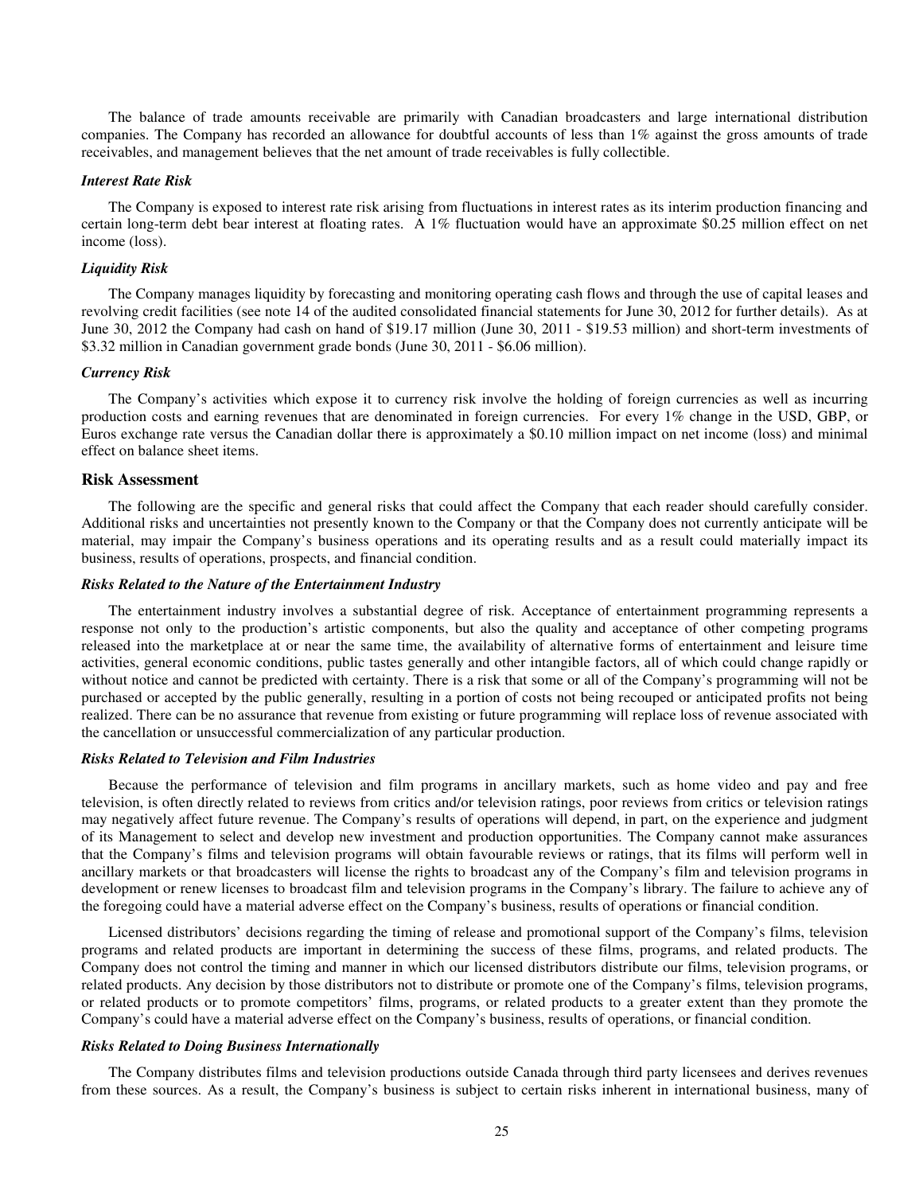The balance of trade amounts receivable are primarily with Canadian broadcasters and large international distribution companies. The Company has recorded an allowance for doubtful accounts of less than 1% against the gross amounts of trade receivables, and management believes that the net amount of trade receivables is fully collectible.

***Interest Rate Risk***

The Company is exposed to interest rate risk arising from fluctuations in interest rates as its interim production financing and certain long-term debt bear interest at floating rates. A 1% fluctuation would have an approximate $0.25 million effect on net income (loss).

***Liquidity Risk***

The Company manages liquidity by forecasting and monitoring operating cash flows and through the use of capital leases and revolving credit facilities (see note 14 of the audited consolidated financial statements for June 30, 2012 for further details). As at June 30, 2012 the Company had cash on hand of $19.17 million (June 30, 2011 - $19.53 million) and short-term investments of $3.32 million in Canadian government grade bonds (June 30, 2011 - $6.06 million).

***Currency Risk***

The Company's activities which expose it to currency risk involve the holding of foreign currencies as well as incurring production costs and earning revenues that are denominated in foreign currencies. For every 1% change in the USD, GBP, or Euros exchange rate versus the Canadian dollar there is approximately a $0.10 million impact on net income (loss) and minimal effect on balance sheet items.

## Risk Assessment

The following are the specific and general risks that could affect the Company that each reader should carefully consider. Additional risks and uncertainties not presently known to the Company or that the Company does not currently anticipate will be material, may impair the Company's business operations and its operating results and as a result could materially impact its business, results of operations, prospects, and financial condition.

***Risks Related to the Nature of the Entertainment Industry***

The entertainment industry involves a substantial degree of risk. Acceptance of entertainment programming represents a response not only to the production's artistic components, but also the quality and acceptance of other competing programs released into the marketplace at or near the same time, the availability of alternative forms of entertainment and leisure time activities, general economic conditions, public tastes generally and other intangible factors, all of which could change rapidly or without notice and cannot be predicted with certainty. There is a risk that some or all of the Company's programming will not be purchased or accepted by the public generally, resulting in a portion of costs not being recouped or anticipated profits not being realized. There can be no assurance that revenue from existing or future programming will replace loss of revenue associated with the cancellation or unsuccessful commercialization of any particular production.

***Risks Related to Television and Film Industries***

Because the performance of television and film programs in ancillary markets, such as home video and pay and free television, is often directly related to reviews from critics and/or television ratings, poor reviews from critics or television ratings may negatively affect future revenue. The Company's results of operations will depend, in part, on the experience and judgment of its Management to select and develop new investment and production opportunities. The Company cannot make assurances that the Company's films and television programs will obtain favourable reviews or ratings, that its films will perform well in ancillary markets or that broadcasters will license the rights to broadcast any of the Company's film and television programs in development or renew licenses to broadcast film and television programs in the Company's library. The failure to achieve any of the foregoing could have a material adverse effect on the Company's business, results of operations or financial condition.

Licensed distributors' decisions regarding the timing of release and promotional support of the Company's films, television programs and related products are important in determining the success of these films, programs, and related products. The Company does not control the timing and manner in which our licensed distributors distribute our films, television programs, or related products. Any decision by those distributors not to distribute or promote one of the Company's films, television programs, or related products or to promote competitors' films, programs, or related products to a greater extent than they promote the Company's could have a material adverse effect on the Company's business, results of operations, or financial condition.

***Risks Related to Doing Business Internationally***

The Company distributes films and television productions outside Canada through third party licensees and derives revenues from these sources. As a result, the Company's business is subject to certain risks inherent in international business, many of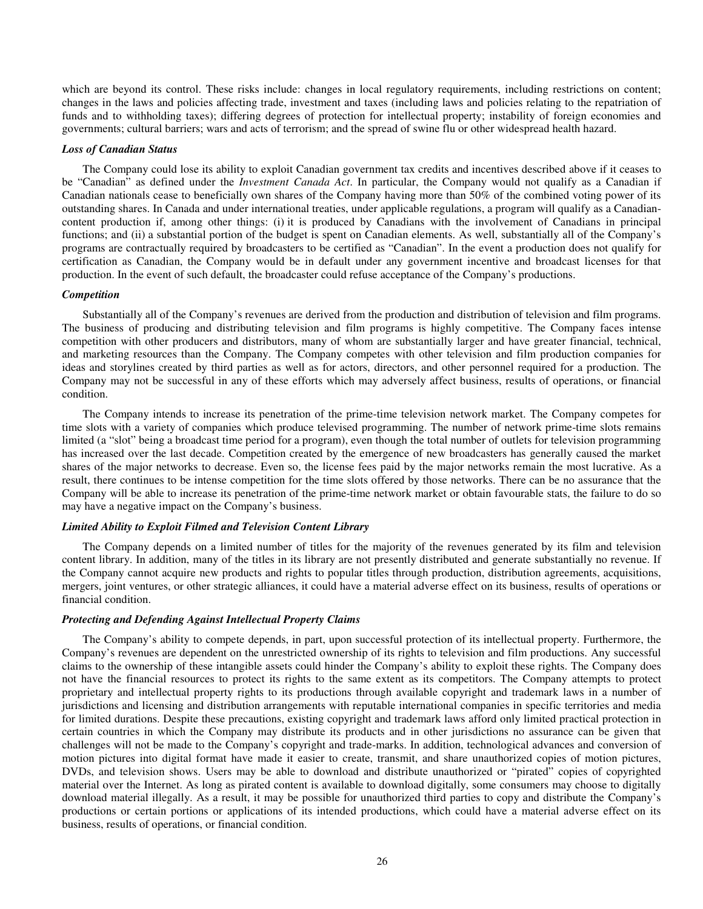which are beyond its control. These risks include: changes in local regulatory requirements, including restrictions on content; changes in the laws and policies affecting trade, investment and taxes (including laws and policies relating to the repatriation of funds and to withholding taxes); differing degrees of protection for intellectual property; instability of foreign economies and governments; cultural barriers; wars and acts of terrorism; and the spread of swine flu or other widespread health hazard.

***Loss of Canadian Status***

The Company could lose its ability to exploit Canadian government tax credits and incentives described above if it ceases to be "Canadian" as defined under the *Investment Canada Act*. In particular, the Company would not qualify as a Canadian if Canadian nationals cease to beneficially own shares of the Company having more than 50% of the combined voting power of its outstanding shares. In Canada and under international treaties, under applicable regulations, a program will qualify as a Canadian-content production if, among other things: (i) it is produced by Canadians with the involvement of Canadians in principal functions; and (ii) a substantial portion of the budget is spent on Canadian elements. As well, substantially all of the Company's programs are contractually required by broadcasters to be certified as "Canadian". In the event a production does not qualify for certification as Canadian, the Company would be in default under any government incentive and broadcast licenses for that production. In the event of such default, the broadcaster could refuse acceptance of the Company's productions.

***Competition***

Substantially all of the Company's revenues are derived from the production and distribution of television and film programs. The business of producing and distributing television and film programs is highly competitive. The Company faces intense competition with other producers and distributors, many of whom are substantially larger and have greater financial, technical, and marketing resources than the Company. The Company competes with other television and film production companies for ideas and storylines created by third parties as well as for actors, directors, and other personnel required for a production. The Company may not be successful in any of these efforts which may adversely affect business, results of operations, or financial condition.

The Company intends to increase its penetration of the prime-time television network market. The Company competes for time slots with a variety of companies which produce televised programming. The number of network prime-time slots remains limited (a "slot" being a broadcast time period for a program), even though the total number of outlets for television programming has increased over the last decade. Competition created by the emergence of new broadcasters has generally caused the market shares of the major networks to decrease. Even so, the license fees paid by the major networks remain the most lucrative. As a result, there continues to be intense competition for the time slots offered by those networks. There can be no assurance that the Company will be able to increase its penetration of the prime-time network market or obtain favourable stats, the failure to do so may have a negative impact on the Company's business.

***Limited Ability to Exploit Filmed and Television Content Library***

The Company depends on a limited number of titles for the majority of the revenues generated by its film and television content library. In addition, many of the titles in its library are not presently distributed and generate substantially no revenue. If the Company cannot acquire new products and rights to popular titles through production, distribution agreements, acquisitions, mergers, joint ventures, or other strategic alliances, it could have a material adverse effect on its business, results of operations or financial condition.

***Protecting and Defending Against Intellectual Property Claims***

The Company's ability to compete depends, in part, upon successful protection of its intellectual property. Furthermore, the Company's revenues are dependent on the unrestricted ownership of its rights to television and film productions. Any successful claims to the ownership of these intangible assets could hinder the Company's ability to exploit these rights. The Company does not have the financial resources to protect its rights to the same extent as its competitors. The Company attempts to protect proprietary and intellectual property rights to its productions through available copyright and trademark laws in a number of jurisdictions and licensing and distribution arrangements with reputable international companies in specific territories and media for limited durations. Despite these precautions, existing copyright and trademark laws afford only limited practical protection in certain countries in which the Company may distribute its products and in other jurisdictions no assurance can be given that challenges will not be made to the Company's copyright and trade-marks. In addition, technological advances and conversion of motion pictures into digital format have made it easier to create, transmit, and share unauthorized copies of motion pictures, DVDs, and television shows. Users may be able to download and distribute unauthorized or "pirated" copies of copyrighted material over the Internet. As long as pirated content is available to download digitally, some consumers may choose to digitally download material illegally. As a result, it may be possible for unauthorized third parties to copy and distribute the Company's productions or certain portions or applications of its intended productions, which could have a material adverse effect on its business, results of operations, or financial condition.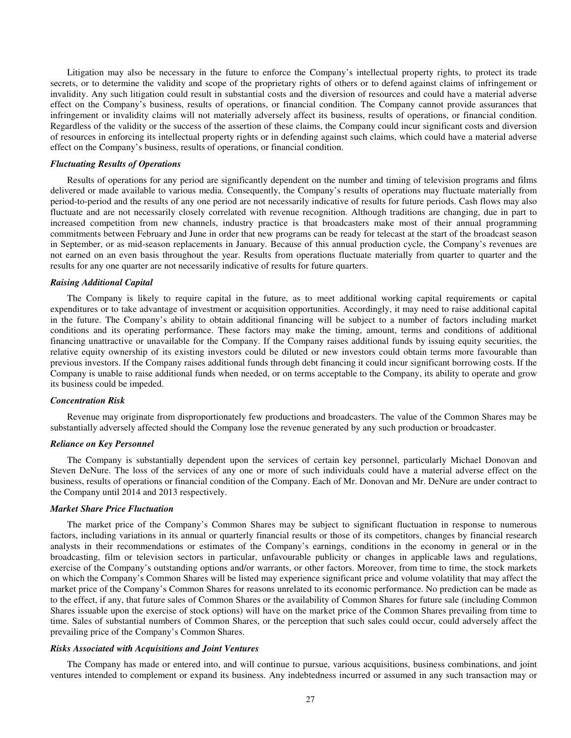Litigation may also be necessary in the future to enforce the Company's intellectual property rights, to protect its trade secrets, or to determine the validity and scope of the proprietary rights of others or to defend against claims of infringement or invalidity. Any such litigation could result in substantial costs and the diversion of resources and could have a material adverse effect on the Company's business, results of operations, or financial condition. The Company cannot provide assurances that infringement or invalidity claims will not materially adversely affect its business, results of operations, or financial condition. Regardless of the validity or the success of the assertion of these claims, the Company could incur significant costs and diversion of resources in enforcing its intellectual property rights or in defending against such claims, which could have a material adverse effect on the Company's business, results of operations, or financial condition.

***Fluctuating Results of Operations***

Results of operations for any period are significantly dependent on the number and timing of television programs and films delivered or made available to various media. Consequently, the Company's results of operations may fluctuate materially from period-to-period and the results of any one period are not necessarily indicative of results for future periods. Cash flows may also fluctuate and are not necessarily closely correlated with revenue recognition. Although traditions are changing, due in part to increased competition from new channels, industry practice is that broadcasters make most of their annual programming commitments between February and June in order that new programs can be ready for telecast at the start of the broadcast season in September, or as mid-season replacements in January. Because of this annual production cycle, the Company's revenues are not earned on an even basis throughout the year. Results from operations fluctuate materially from quarter to quarter and the results for any one quarter are not necessarily indicative of results for future quarters.

***Raising Additional Capital***

The Company is likely to require capital in the future, as to meet additional working capital requirements or capital expenditures or to take advantage of investment or acquisition opportunities. Accordingly, it may need to raise additional capital in the future. The Company's ability to obtain additional financing will be subject to a number of factors including market conditions and its operating performance. These factors may make the timing, amount, terms and conditions of additional financing unattractive or unavailable for the Company. If the Company raises additional funds by issuing equity securities, the relative equity ownership of its existing investors could be diluted or new investors could obtain terms more favourable than previous investors. If the Company raises additional funds through debt financing it could incur significant borrowing costs. If the Company is unable to raise additional funds when needed, or on terms acceptable to the Company, its ability to operate and grow its business could be impeded.

***Concentration Risk***

Revenue may originate from disproportionately few productions and broadcasters. The value of the Common Shares may be substantially adversely affected should the Company lose the revenue generated by any such production or broadcaster.

***Reliance on Key Personnel***

The Company is substantially dependent upon the services of certain key personnel, particularly Michael Donovan and Steven DeNure. The loss of the services of any one or more of such individuals could have a material adverse effect on the business, results of operations or financial condition of the Company. Each of Mr. Donovan and Mr. DeNure are under contract to the Company until 2014 and 2013 respectively.

***Market Share Price Fluctuation***

The market price of the Company's Common Shares may be subject to significant fluctuation in response to numerous factors, including variations in its annual or quarterly financial results or those of its competitors, changes by financial research analysts in their recommendations or estimates of the Company's earnings, conditions in the economy in general or in the broadcasting, film or television sectors in particular, unfavourable publicity or changes in applicable laws and regulations, exercise of the Company's outstanding options and/or warrants, or other factors. Moreover, from time to time, the stock markets on which the Company's Common Shares will be listed may experience significant price and volume volatility that may affect the market price of the Company's Common Shares for reasons unrelated to its economic performance. No prediction can be made as to the effect, if any, that future sales of Common Shares or the availability of Common Shares for future sale (including Common Shares issuable upon the exercise of stock options) will have on the market price of the Common Shares prevailing from time to time. Sales of substantial numbers of Common Shares, or the perception that such sales could occur, could adversely affect the prevailing price of the Company's Common Shares.

***Risks Associated with Acquisitions and Joint Ventures***

The Company has made or entered into, and will continue to pursue, various acquisitions, business combinations, and joint ventures intended to complement or expand its business. Any indebtedness incurred or assumed in any such transaction may or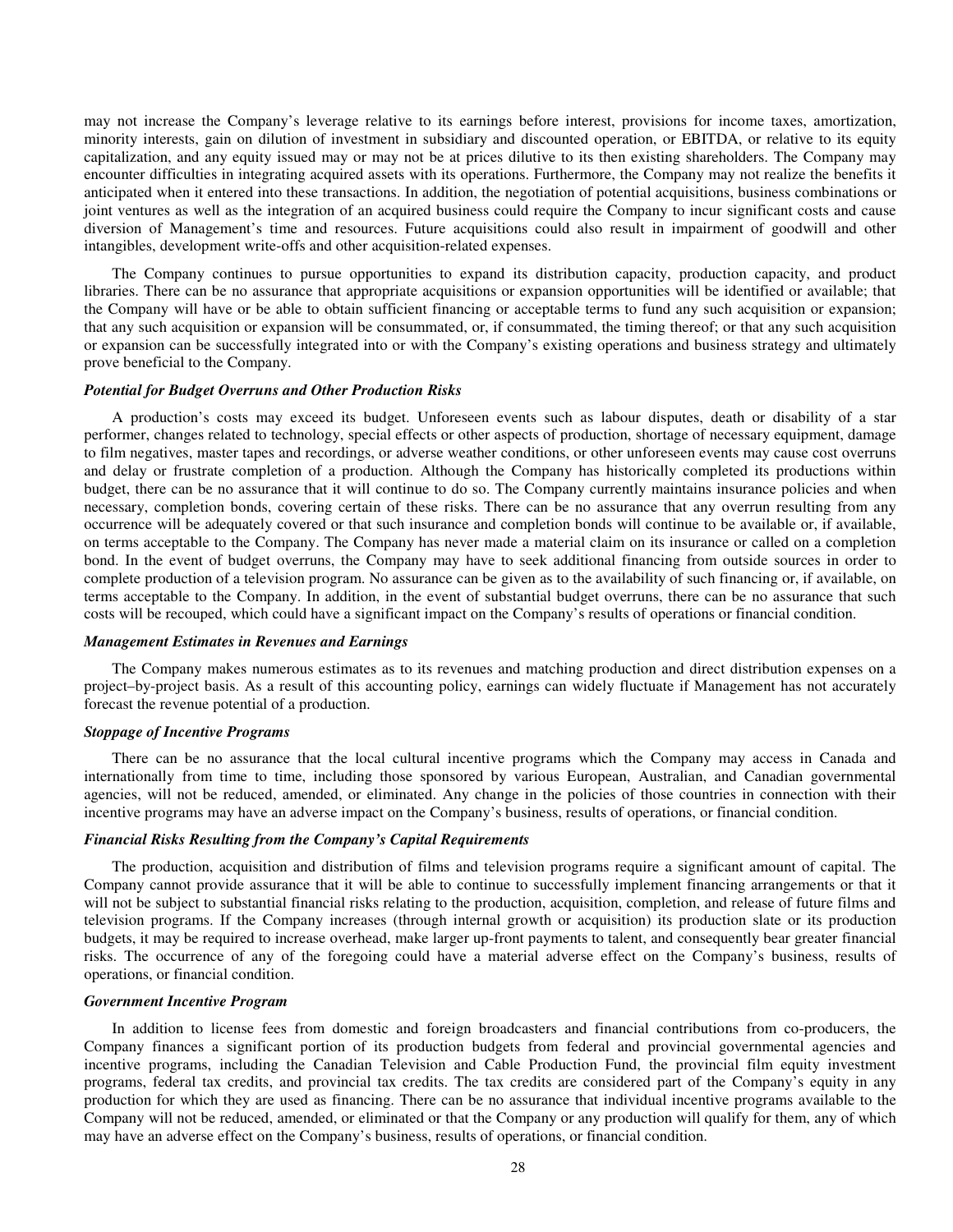may not increase the Company's leverage relative to its earnings before interest, provisions for income taxes, amortization, minority interests, gain on dilution of investment in subsidiary and discounted operation, or EBITDA, or relative to its equity capitalization, and any equity issued may or may not be at prices dilutive to its then existing shareholders. The Company may encounter difficulties in integrating acquired assets with its operations. Furthermore, the Company may not realize the benefits it anticipated when it entered into these transactions. In addition, the negotiation of potential acquisitions, business combinations or joint ventures as well as the integration of an acquired business could require the Company to incur significant costs and cause diversion of Management's time and resources. Future acquisitions could also result in impairment of goodwill and other intangibles, development write-offs and other acquisition-related expenses.

The Company continues to pursue opportunities to expand its distribution capacity, production capacity, and product libraries. There can be no assurance that appropriate acquisitions or expansion opportunities will be identified or available; that the Company will have or be able to obtain sufficient financing or acceptable terms to fund any such acquisition or expansion; that any such acquisition or expansion will be consummated, or, if consummated, the timing thereof; or that any such acquisition or expansion can be successfully integrated into or with the Company's existing operations and business strategy and ultimately prove beneficial to the Company.

***Potential for Budget Overruns and Other Production Risks***

A production's costs may exceed its budget. Unforeseen events such as labour disputes, death or disability of a star performer, changes related to technology, special effects or other aspects of production, shortage of necessary equipment, damage to film negatives, master tapes and recordings, or adverse weather conditions, or other unforeseen events may cause cost overruns and delay or frustrate completion of a production. Although the Company has historically completed its productions within budget, there can be no assurance that it will continue to do so. The Company currently maintains insurance policies and when necessary, completion bonds, covering certain of these risks. There can be no assurance that any overrun resulting from any occurrence will be adequately covered or that such insurance and completion bonds will continue to be available or, if available, on terms acceptable to the Company. The Company has never made a material claim on its insurance or called on a completion bond. In the event of budget overruns, the Company may have to seek additional financing from outside sources in order to complete production of a television program. No assurance can be given as to the availability of such financing or, if available, on terms acceptable to the Company. In addition, in the event of substantial budget overruns, there can be no assurance that such costs will be recouped, which could have a significant impact on the Company's results of operations or financial condition.

***Management Estimates in Revenues and Earnings***

The Company makes numerous estimates as to its revenues and matching production and direct distribution expenses on a project–by-project basis. As a result of this accounting policy, earnings can widely fluctuate if Management has not accurately forecast the revenue potential of a production.

***Stoppage of Incentive Programs***

There can be no assurance that the local cultural incentive programs which the Company may access in Canada and internationally from time to time, including those sponsored by various European, Australian, and Canadian governmental agencies, will not be reduced, amended, or eliminated. Any change in the policies of those countries in connection with their incentive programs may have an adverse impact on the Company's business, results of operations, or financial condition.

***Financial Risks Resulting from the Company's Capital Requirements***

The production, acquisition and distribution of films and television programs require a significant amount of capital. The Company cannot provide assurance that it will be able to continue to successfully implement financing arrangements or that it will not be subject to substantial financial risks relating to the production, acquisition, completion, and release of future films and television programs. If the Company increases (through internal growth or acquisition) its production slate or its production budgets, it may be required to increase overhead, make larger up-front payments to talent, and consequently bear greater financial risks. The occurrence of any of the foregoing could have a material adverse effect on the Company's business, results of operations, or financial condition.

***Government Incentive Program***

In addition to license fees from domestic and foreign broadcasters and financial contributions from co-producers, the Company finances a significant portion of its production budgets from federal and provincial governmental agencies and incentive programs, including the Canadian Television and Cable Production Fund, the provincial film equity investment programs, federal tax credits, and provincial tax credits. The tax credits are considered part of the Company's equity in any production for which they are used as financing. There can be no assurance that individual incentive programs available to the Company will not be reduced, amended, or eliminated or that the Company or any production will qualify for them, any of which may have an adverse effect on the Company's business, results of operations, or financial condition.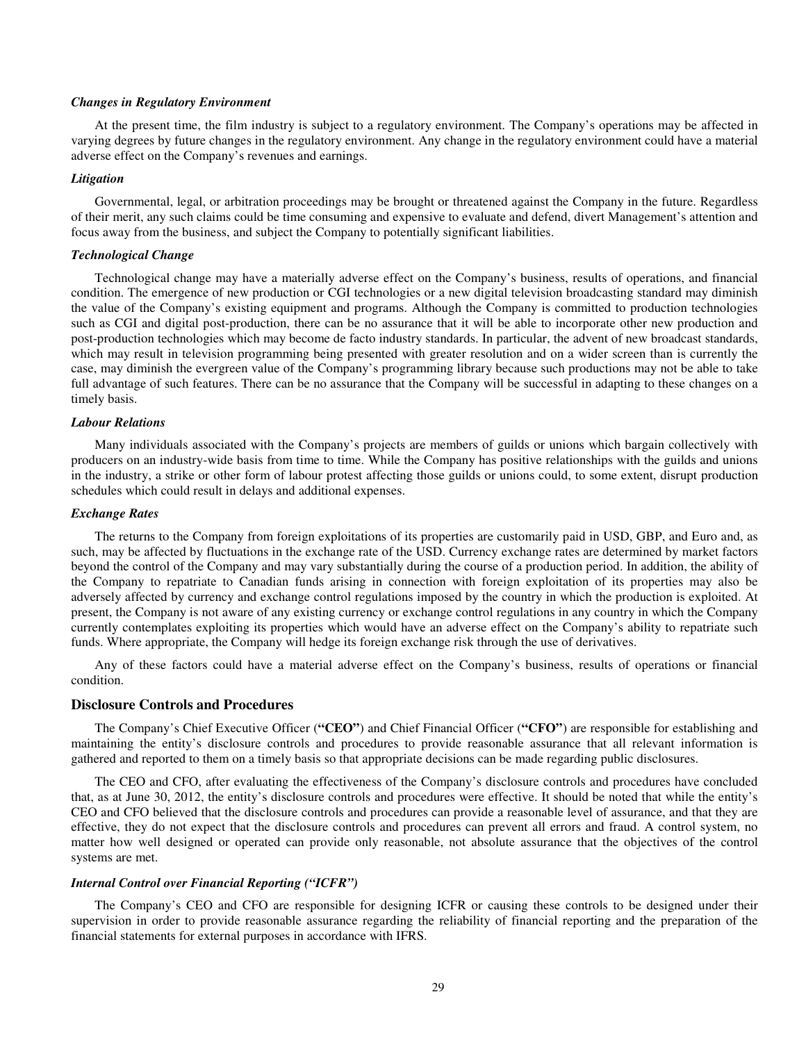### *Changes in Regulatory Environment*

At the present time, the film industry is subject to a regulatory environment. The Company's operations may be affected in varying degrees by future changes in the regulatory environment. Any change in the regulatory environment could have a material adverse effect on the Company's revenues and earnings.

### *Litigation*

Governmental, legal, or arbitration proceedings may be brought or threatened against the Company in the future. Regardless of their merit, any such claims could be time consuming and expensive to evaluate and defend, divert Management's attention and focus away from the business, and subject the Company to potentially significant liabilities.

### *Technological Change*

Technological change may have a materially adverse effect on the Company's business, results of operations, and financial condition. The emergence of new production or CGI technologies or a new digital television broadcasting standard may diminish the value of the Company's existing equipment and programs. Although the Company is committed to production technologies such as CGI and digital post-production, there can be no assurance that it will be able to incorporate other new production and post-production technologies which may become de facto industry standards. In particular, the advent of new broadcast standards, which may result in television programming being presented with greater resolution and on a wider screen than is currently the case, may diminish the evergreen value of the Company's programming library because such productions may not be able to take full advantage of such features. There can be no assurance that the Company will be successful in adapting to these changes on a timely basis.

### *Labour Relations*

Many individuals associated with the Company's projects are members of guilds or unions which bargain collectively with producers on an industry-wide basis from time to time. While the Company has positive relationships with the guilds and unions in the industry, a strike or other form of labour protest affecting those guilds or unions could, to some extent, disrupt production schedules which could result in delays and additional expenses.

### *Exchange Rates*

The returns to the Company from foreign exploitations of its properties are customarily paid in USD, GBP, and Euro and, as such, may be affected by fluctuations in the exchange rate of the USD. Currency exchange rates are determined by market factors beyond the control of the Company and may vary substantially during the course of a production period. In addition, the ability of the Company to repatriate to Canadian funds arising in connection with foreign exploitation of its properties may also be adversely affected by currency and exchange control regulations imposed by the country in which the production is exploited. At present, the Company is not aware of any existing currency or exchange control regulations in any country in which the Company currently contemplates exploiting its properties which would have an adverse effect on the Company's ability to repatriate such funds. Where appropriate, the Company will hedge its foreign exchange risk through the use of derivatives.

Any of these factors could have a material adverse effect on the Company's business, results of operations or financial condition.

## Disclosure Controls and Procedures

The Company's Chief Executive Officer (**"CEO"**) and Chief Financial Officer (**"CFO"**) are responsible for establishing and maintaining the entity's disclosure controls and procedures to provide reasonable assurance that all relevant information is gathered and reported to them on a timely basis so that appropriate decisions can be made regarding public disclosures.

The CEO and CFO, after evaluating the effectiveness of the Company's disclosure controls and procedures have concluded that, as at June 30, 2012, the entity's disclosure controls and procedures were effective. It should be noted that while the entity's CEO and CFO believed that the disclosure controls and procedures can provide a reasonable level of assurance, and that they are effective, they do not expect that the disclosure controls and procedures can prevent all errors and fraud. A control system, no matter how well designed or operated can provide only reasonable, not absolute assurance that the objectives of the control systems are met.

### *Internal Control over Financial Reporting ("ICFR")*

The Company's CEO and CFO are responsible for designing ICFR or causing these controls to be designed under their supervision in order to provide reasonable assurance regarding the reliability of financial reporting and the preparation of the financial statements for external purposes in accordance with IFRS.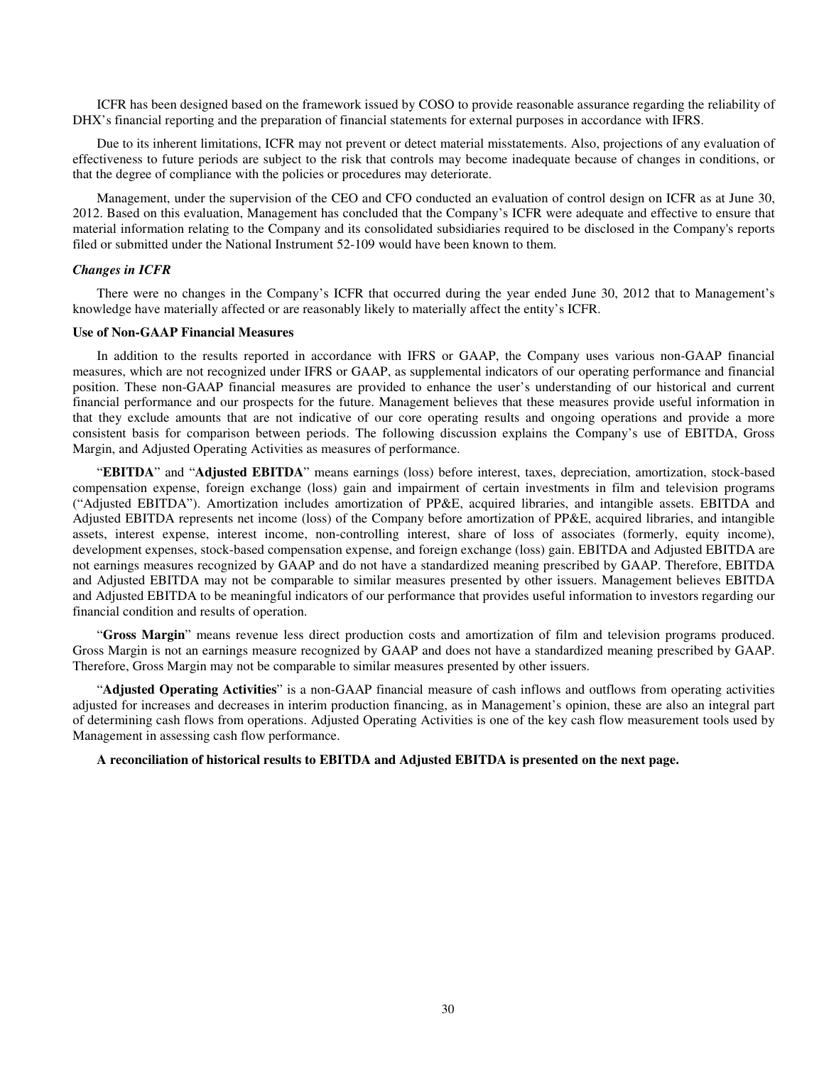ICFR has been designed based on the framework issued by COSO to provide reasonable assurance regarding the reliability of DHX's financial reporting and the preparation of financial statements for external purposes in accordance with IFRS.

Due to its inherent limitations, ICFR may not prevent or detect material misstatements. Also, projections of any evaluation of effectiveness to future periods are subject to the risk that controls may become inadequate because of changes in conditions, or that the degree of compliance with the policies or procedures may deteriorate.

Management, under the supervision of the CEO and CFO conducted an evaluation of control design on ICFR as at June 30, 2012. Based on this evaluation, Management has concluded that the Company's ICFR were adequate and effective to ensure that material information relating to the Company and its consolidated subsidiaries required to be disclosed in the Company's reports filed or submitted under the National Instrument 52-109 would have been known to them.

***Changes in ICFR***

There were no changes in the Company's ICFR that occurred during the year ended June 30, 2012 that to Management's knowledge have materially affected or are reasonably likely to materially affect the entity's ICFR.

**Use of Non-GAAP Financial Measures**

In addition to the results reported in accordance with IFRS or GAAP, the Company uses various non-GAAP financial measures, which are not recognized under IFRS or GAAP, as supplemental indicators of our operating performance and financial position. These non-GAAP financial measures are provided to enhance the user's understanding of our historical and current financial performance and our prospects for the future. Management believes that these measures provide useful information in that they exclude amounts that are not indicative of our core operating results and ongoing operations and provide a more consistent basis for comparison between periods. The following discussion explains the Company's use of EBITDA, Gross Margin, and Adjusted Operating Activities as measures of performance.

"**EBITDA**" and "**Adjusted EBITDA**" means earnings (loss) before interest, taxes, depreciation, amortization, stock-based compensation expense, foreign exchange (loss) gain and impairment of certain investments in film and television programs ("Adjusted EBITDA"). Amortization includes amortization of PP&E, acquired libraries, and intangible assets. EBITDA and Adjusted EBITDA represents net income (loss) of the Company before amortization of PP&E, acquired libraries, and intangible assets, interest expense, interest income, non-controlling interest, share of loss of associates (formerly, equity income), development expenses, stock-based compensation expense, and foreign exchange (loss) gain. EBITDA and Adjusted EBITDA are not earnings measures recognized by GAAP and do not have a standardized meaning prescribed by GAAP. Therefore, EBITDA and Adjusted EBITDA may not be comparable to similar measures presented by other issuers. Management believes EBITDA and Adjusted EBITDA to be meaningful indicators of our performance that provides useful information to investors regarding our financial condition and results of operation.

"**Gross Margin**" means revenue less direct production costs and amortization of film and television programs produced. Gross Margin is not an earnings measure recognized by GAAP and does not have a standardized meaning prescribed by GAAP. Therefore, Gross Margin may not be comparable to similar measures presented by other issuers.

"**Adjusted Operating Activities**" is a non-GAAP financial measure of cash inflows and outflows from operating activities adjusted for increases and decreases in interim production financing, as in Management's opinion, these are also an integral part of determining cash flows from operations. Adjusted Operating Activities is one of the key cash flow measurement tools used by Management in assessing cash flow performance.

**A reconciliation of historical results to EBITDA and Adjusted EBITDA is presented on the next page.**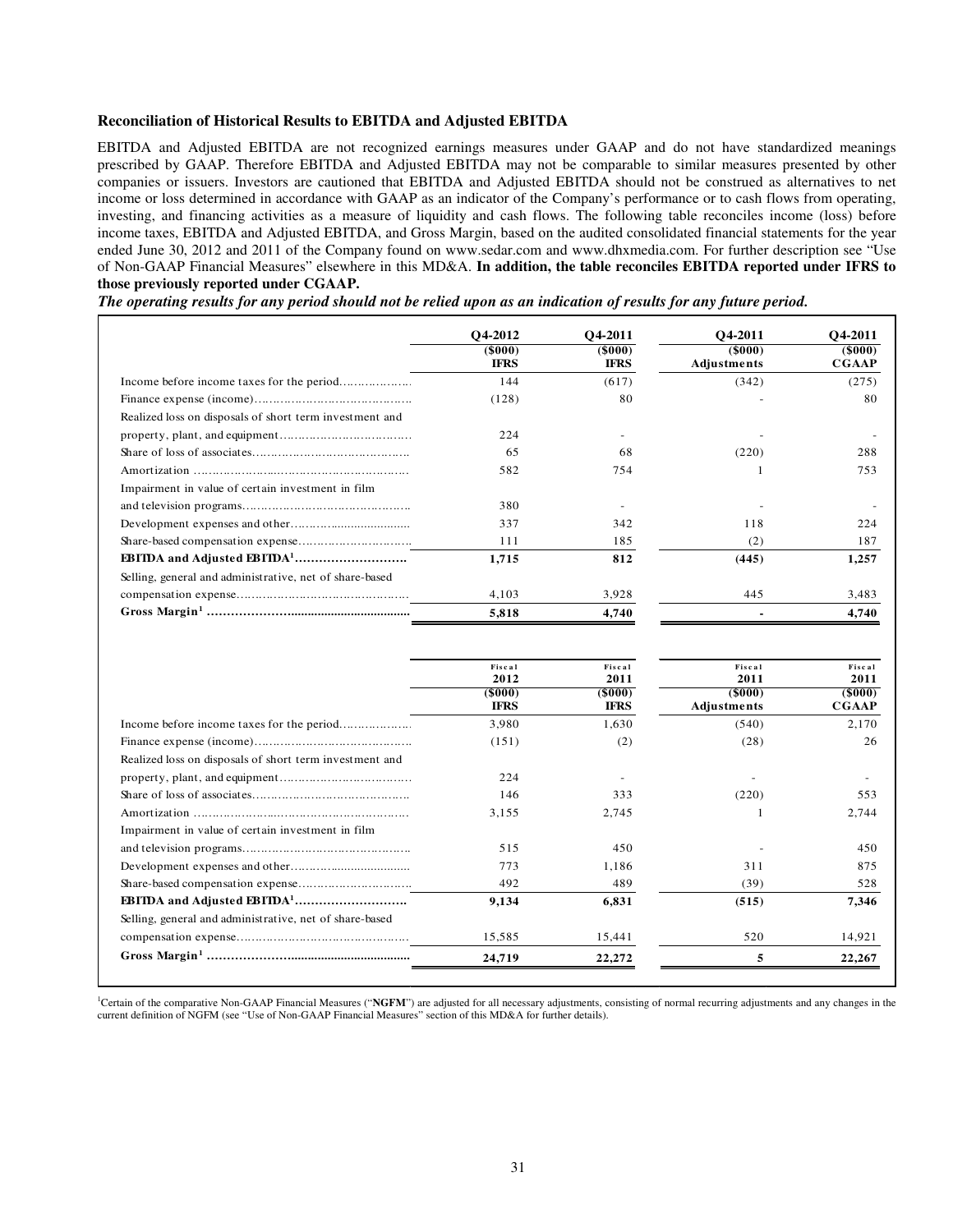### Reconciliation of Historical Results to EBITDA and Adjusted EBITDA

EBITDA and Adjusted EBITDA are not recognized earnings measures under GAAP and do not have standardized meanings prescribed by GAAP. Therefore EBITDA and Adjusted EBITDA may not be comparable to similar measures presented by other companies or issuers. Investors are cautioned that EBITDA and Adjusted EBITDA should not be construed as alternatives to net income or loss determined in accordance with GAAP as an indicator of the Company's performance or to cash flows from operating, investing, and financing activities as a measure of liquidity and cash flows. The following table reconciles income (loss) before income taxes, EBITDA and Adjusted EBITDA, and Gross Margin, based on the audited consolidated financial statements for the year ended June 30, 2012 and 2011 of the Company found on www.sedar.com and www.dhxmedia.com. For further description see "Use of Non-GAAP Financial Measures" elsewhere in this MD&A. **In addition, the table reconciles EBITDA reported under IFRS to those previously reported under CGAAP.**

***The operating results for any period should not be relied upon as an indication of results for any future period.***

| | Q4-2012 ($000) IFRS | Q4-2011 ($000) IFRS | Q4-2011 ($000) Adjustments | Q4-2011 ($000) CGAAP |
|---|---|---|---|---|
| Income before income taxes for the period | 144 | (617) | (342) | (275) |
| Finance expense (income) | (128) | 80 | - | 80 |
| Realized loss on disposals of short term investment and property, plant, and equipment | 224 | - | - | - |
| Share of loss of associates | 65 | 68 | (220) | 288 |
| Amortization | 582 | 754 | 1 | 753 |
| Impairment in value of certain investment in film and television programs | 380 | - | - | - |
| Development expenses and other | 337 | 342 | 118 | 224 |
| Share-based compensation expense | 111 | 185 | (2) | 187 |
| **EBITDA and Adjusted EBITDA[1]** | **1,715** | **812** | **(445)** | **1,257** |
| Selling, general and administrative, net of share-based compensation expense | 4,103 | 3,928 | 445 | 3,483 |
| **Gross Margin[1]** | **5,818** | **4,740** | **-** | **4,740** |

| | Fiscal 2012 ($000) IFRS | Fiscal 2011 ($000) IFRS | Fiscal 2011 ($000) Adjustments | Fiscal 2011 ($000) CGAAP |
|---|---|---|---|---|
| Income before income taxes for the period | 3,980 | 1,630 | (540) | 2,170 |
| Finance expense (income) | (151) | (2) | (28) | 26 |
| Realized loss on disposals of short term investment and property, plant, and equipment | 224 | - | - | - |
| Share of loss of associates | 146 | 333 | (220) | 553 |
| Amortization | 3,155 | 2,745 | 1 | 2,744 |
| Impairment in value of certain investment in film and television programs | 515 | 450 | - | 450 |
| Development expenses and other | 773 | 1,186 | 311 | 875 |
| Share-based compensation expense | 492 | 489 | (39) | 528 |
| **EBITDA and Adjusted EBITDA[1]** | **9,134** | **6,831** | **(515)** | **7,346** |
| Selling, general and administrative, net of share-based compensation expense | 15,585 | 15,441 | 520 | 14,921 |
| **Gross Margin[1]** | **24,719** | **22,272** | **5** | **22,267** |

[1]Certain of the comparative Non-GAAP Financial Measures ("**NGFM**") are adjusted for all necessary adjustments, consisting of normal recurring adjustments and any changes in the current definition of NGFM (see "Use of Non-GAAP Financial Measures" section of this MD&A for further details).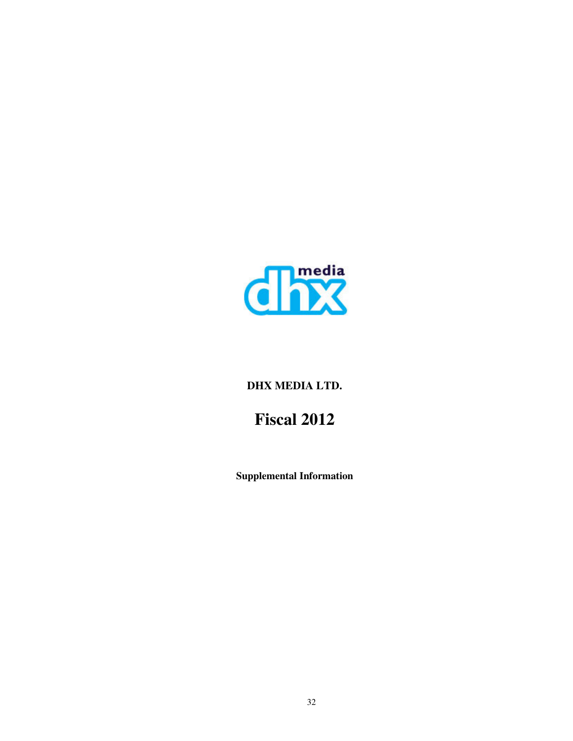**DHX MEDIA LTD.**

# Fiscal 2012

**Supplemental Information**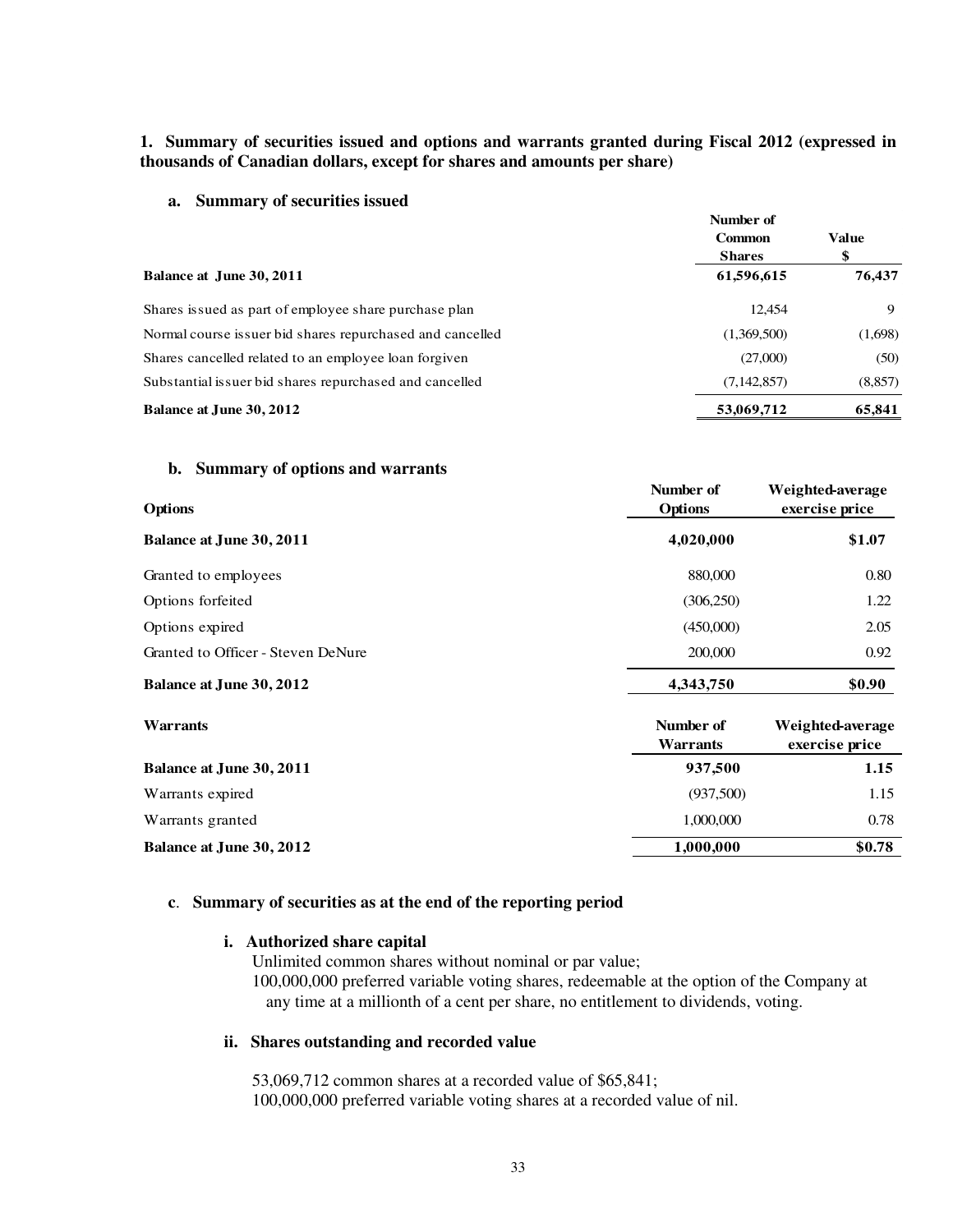## 1. Summary of securities issued and options and warrants granted during Fiscal 2012 (expressed in thousands of Canadian dollars, except for shares and amounts per share)

### a. Summary of securities issued

| | Number of Common Shares | Value $ |
|---|---|---|
| **Balance at June 30, 2011** | **61,596,615** | **76,437** |
| Shares issued as part of employee share purchase plan | 12,454 | 9 |
| Normal course issuer bid shares repurchased and cancelled | (1,369,500) | (1,698) |
| Shares cancelled related to an employee loan forgiven | (27,000) | (50) |
| Substantial issuer bid shares repurchased and cancelled | (7,142,857) | (8,857) |
| **Balance at June 30, 2012** | **53,069,712** | **65,841** |

### b. Summary of options and warrants

| Options | Number of Options | Weighted-average exercise price |
|---|---|---|
| **Balance at June 30, 2011** | **4,020,000** | **$1.07** |
| Granted to employees | 880,000 | 0.80 |
| Options forfeited | (306,250) | 1.22 |
| Options expired | (450,000) | 2.05 |
| Granted to Officer - Steven DeNure | 200,000 | 0.92 |
| **Balance at June 30, 2012** | **4,343,750** | **$0.90** |

| Warrants | Number of Warrants | Weighted-average exercise price |
|---|---|---|
| **Balance at June 30, 2011** | **937,500** | **1.15** |
| Warrants expired | (937,500) | 1.15 |
| Warrants granted | 1,000,000 | 0.78 |
| **Balance at June 30, 2012** | **1,000,000** | **$0.78** |

### c. Summary of securities as at the end of the reporting period

#### i. Authorized share capital

Unlimited common shares without nominal or par value;

100,000,000 preferred variable voting shares, redeemable at the option of the Company at any time at a millionth of a cent per share, no entitlement to dividends, voting.

#### ii. Shares outstanding and recorded value

53,069,712 common shares at a recorded value of $65,841;

100,000,000 preferred variable voting shares at a recorded value of nil.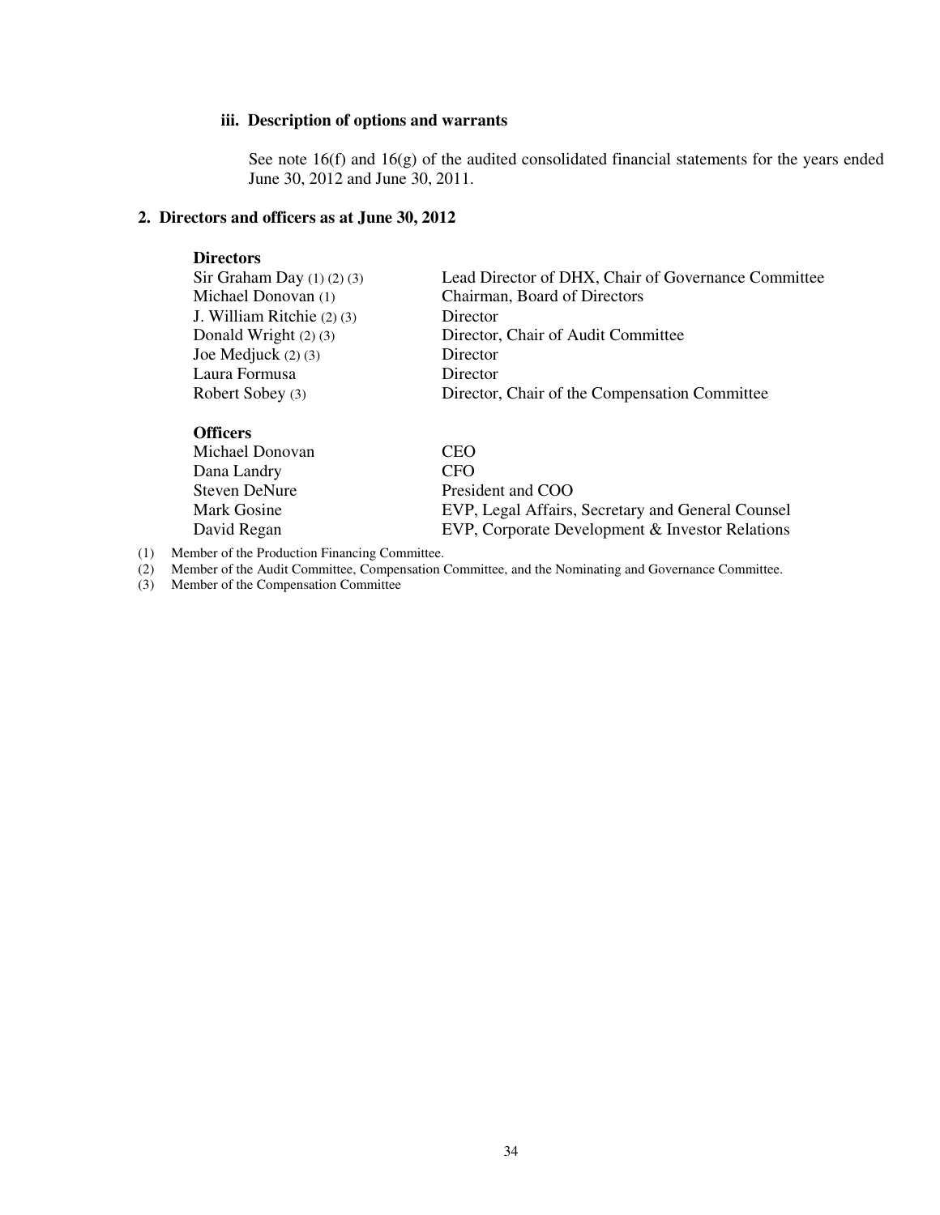### iii. Description of options and warrants

See note 16(f) and 16(g) of the audited consolidated financial statements for the years ended June 30, 2012 and June 30, 2011.

## 2. Directors and officers as at June 30, 2012

| | |
|---|---|
| **Directors** | |
| Sir Graham Day (1) (2) (3) | Lead Director of DHX, Chair of Governance Committee |
| Michael Donovan (1) | Chairman, Board of Directors |
| J. William Ritchie (2) (3) | Director |
| Donald Wright (2) (3) | Director, Chair of Audit Committee |
| Joe Medjuck (2) (3) | Director |
| Laura Formusa | Director |
| Robert Sobey (3) | Director, Chair of the Compensation Committee |
| **Officers** | |
| Michael Donovan | CEO |
| Dana Landry | CFO |
| Steven DeNure | President and COO |
| Mark Gosine | EVP, Legal Affairs, Secretary and General Counsel |
| David Regan | EVP, Corporate Development & Investor Relations |

(1) Member of the Production Financing Committee.
(2) Member of the Audit Committee, Compensation Committee, and the Nominating and Governance Committee.
(3) Member of the Compensation Committee